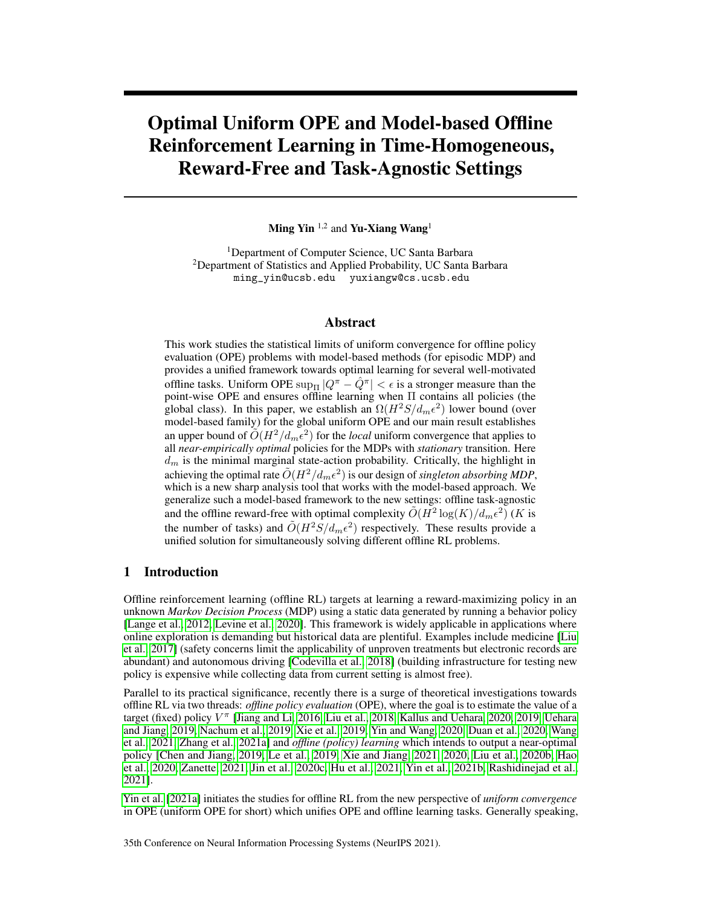# Optimal Uniform OPE and Model-based Offline Reinforcement Learning in Time-Homogeneous, Reward-Free and Task-Agnostic Settings

**Ming Yin** [1,2] and **Yu-Xiang Wang**[1]

[1]Department of Computer Science, UC Santa Barbara
[2]Department of Statistics and Applied Probability, UC Santa Barbara
ming_yin@ucsb.edu yuxiangw@cs.ucsb.edu

## Abstract

This work studies the statistical limits of uniform convergence for offline policy evaluation (OPE) problems with model-based methods (for episodic MDP) and provides a unified framework towards optimal learning for several well-motivated offline tasks. Uniform OPE $\sup_\Pi |Q^\pi - \hat{Q}^\pi| < \epsilon$ is a stronger measure than the point-wise OPE and ensures offline learning when $\Pi$ contains all policies (the global class). In this paper, we establish an $\Omega(H^2 S/d_m\epsilon^2)$ lower bound (over model-based family) for the global uniform OPE and our main result establishes an upper bound of $\tilde{O}(H^2/d_m\epsilon^2)$ for the *local* uniform convergence that applies to all *near-empirically optimal* policies for the MDPs with *stationary* transition. Here $d_m$ is the minimal marginal state-action probability. Critically, the highlight in achieving the optimal rate $\tilde{O}(H^2/d_m\epsilon^2)$ is our design of *singleton absorbing MDP*, which is a new sharp analysis tool that works with the model-based approach. We generalize such a model-based framework to the new settings: offline task-agnostic and the offline reward-free with optimal complexity $\tilde{O}(H^2\log(K)/d_m\epsilon^2)$ ($K$ is the number of tasks) and $\tilde{O}(H^2 S/d_m\epsilon^2)$ respectively. These results provide a unified solution for simultaneously solving different offline RL problems.

## 1 Introduction

Offline reinforcement learning (offline RL) targets at learning a reward-maximizing policy in an unknown *Markov Decision Process* (MDP) using a static data generated by running a behavior policy [Lange et al., 2012, Levine et al., 2020]. This framework is widely applicable in applications where online exploration is demanding but historical data are plentiful. Examples include medicine [Liu et al., 2017] (safety concerns limit the applicability of unproven treatments but electronic records are abundant) and autonomous driving [Codevilla et al., 2018] (building infrastructure for testing new policy is expensive while collecting data from current setting is almost free).

Parallel to its practical significance, recently there is a surge of theoretical investigations towards offline RL via two threads: *offline policy evaluation* (OPE), where the goal is to estimate the value of a target (fixed) policy $V^\pi$ [Jiang and Li, 2016, Liu et al., 2018, Kallus and Uehara, 2020, 2019, Uehara and Jiang, 2019, Nachum et al., 2019, Xie et al., 2019, Yin and Wang, 2020, Duan et al., 2020, Wang et al., 2021, Zhang et al., 2021a] and *offline (policy) learning* which intends to output a near-optimal policy [Chen and Jiang, 2019, Le et al., 2019, Xie and Jiang, 2021, 2020, Liu et al., 2020b, Hao et al., 2020, Zanette, 2021, Jin et al., 2020c, Hu et al., 2021, Yin et al., 2021b, Rashidinejad et al., 2021].

Yin et al. [2021a] initiates the studies for offline RL from the new perspective of *uniform convergence* in OPE (uniform OPE for short) which unifies OPE and offline learning tasks. Generally speaking,

35th Conference on Neural Information Processing Systems (NeurIPS 2021).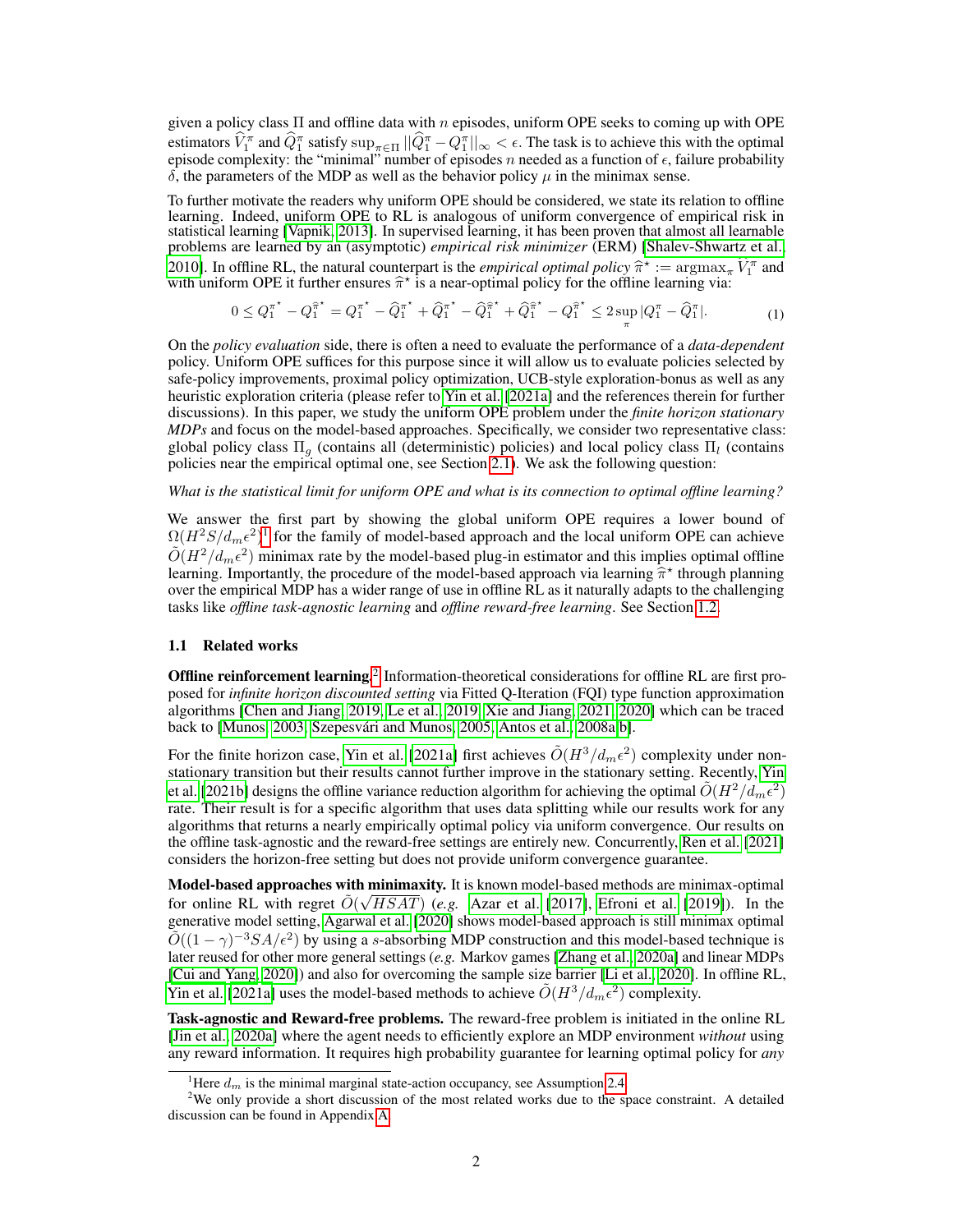given a policy class $\Pi$ and offline data with $n$ episodes, uniform OPE seeks to coming up with OPE estimators $\widehat{V}_1^\pi$ and $\widehat{Q}_1^\pi$ satisfy $\sup_{\pi\in\Pi} ||\widehat{Q}_1^\pi - Q_1^\pi||_\infty < \epsilon$. The task is to achieve this with the optimal episode complexity: the "minimal" number of episodes $n$ needed as a function of $\epsilon$, failure probability $\delta$, the parameters of the MDP as well as the behavior policy $\mu$ in the minimax sense.

To further motivate the readers why uniform OPE should be considered, we state its relation to offline learning. Indeed, uniform OPE to RL is analogous of uniform convergence of empirical risk in statistical learning [Vapnik, 2013]. In supervised learning, it has been proven that almost all learnable problems are learned by an (asymptotic) *empirical risk minimizer* (ERM) [Shalev-Shwartz et al., 2010]. In offline RL, the natural counterpart is the *empirical optimal policy* $\widehat{\pi}^\star := \mathrm{argmax}_\pi \widehat{V}_1^\pi$ and with uniform OPE it further ensures $\widehat{\pi}^\star$ is a near-optimal policy for the offline learning via:

$$0 \leq Q_1^{\pi^\star} - Q_1^{\widehat{\pi}^\star} = Q_1^{\pi^\star} - \widehat{Q}_1^{\pi^\star} + \widehat{Q}_1^{\pi^\star} - \widehat{Q}_1^{\widehat{\pi}^\star} + \widehat{Q}_1^{\widehat{\pi}^\star} - Q_1^{\widehat{\pi}^\star} \leq 2 \sup_\pi |Q_1^\pi - \widehat{Q}_1^\pi|. \tag{1}$$

On the *policy evaluation* side, there is often a need to evaluate the performance of a *data-dependent* policy. Uniform OPE suffices for this purpose since it will allow us to evaluate policies selected by safe-policy improvements, proximal policy optimization, UCB-style exploration-bonus as well as any heuristic exploration criteria (please refer to Yin et al. [2021a] and the references therein for further discussions). In this paper, we study the uniform OPE problem under the *finite horizon stationary MDPs* and focus on the model-based approaches. Specifically, we consider two representative class: global policy class $\Pi_g$ (contains all (deterministic) policies) and local policy class $\Pi_l$ (contains policies near the empirical optimal one, see Section 2.1). We ask the following question:

*What is the statistical limit for uniform OPE and what is its connection to optimal offline learning?*

We answer the first part by showing the global uniform OPE requires a lower bound of $\Omega(H^2 S/d_m\epsilon^2)$[1] for the family of model-based approach and the local uniform OPE can achieve $\tilde{O}(H^2/d_m\epsilon^2)$ minimax rate by the model-based plug-in estimator and this implies optimal offline learning. Importantly, the procedure of the model-based approach via learning $\widehat{\pi}^\star$ through planning over the empirical MDP has a wider range of use in offline RL as it naturally adapts to the challenging tasks like *offline task-agnostic learning* and *offline reward-free learning*. See Section 1.2.

### 1.1 Related works

**Offline reinforcement learning.**[2] Information-theoretical considerations for offline RL are first proposed for *infinite horizon discounted setting* via Fitted Q-Iteration (FQI) type function approximation algorithms [Chen and Jiang, 2019, Le et al., 2019, Xie and Jiang, 2021, 2020] which can be traced back to [Munos, 2003, Szepesvári and Munos, 2005, Antos et al., 2008a,b].

For the finite horizon case, Yin et al. [2021a] first achieves $\tilde{O}(H^3/d_m\epsilon^2)$ complexity under non-stationary transition but their results cannot further improve in the stationary setting. Recently, Yin et al. [2021b] designs the offline variance reduction algorithm for achieving the optimal $\tilde{O}(H^2/d_m\epsilon^2)$ rate. Their result is for a specific algorithm that uses data splitting while our results work for any algorithms that returns a nearly empirically optimal policy via uniform convergence. Our results on the offline task-agnostic and the reward-free settings are entirely new. Concurrently, Ren et al. [2021] considers the horizon-free setting but does not provide uniform convergence guarantee.

**Model-based approaches with minimaxity.** It is known model-based methods are minimax-optimal for online RL with regret $\tilde{O}(\sqrt{HSAT})$ (*e.g.* Azar et al. [2017], Efroni et al. [2019]). In the generative model setting, Agarwal et al. [2020] shows model-based approach is still minimax optimal $\tilde{O}((1-\gamma)^{-3}SA/\epsilon^2)$ by using a $s$-absorbing MDP construction and this model-based technique is later reused for other more general settings (*e.g.* Markov games [Zhang et al., 2020a] and linear MDPs [Cui and Yang, 2020]) and also for overcoming the sample size barrier [Li et al., 2020]. In offline RL, Yin et al. [2021a] uses the model-based methods to achieve $\tilde{O}(H^3/d_m\epsilon^2)$ complexity.

**Task-agnostic and Reward-free problems.** The reward-free problem is initiated in the online RL [Jin et al., 2020a] where the agent needs to efficiently explore an MDP environment *without* using any reward information. It requires high probability guarantee for learning optimal policy for *any*

[1] Here $d_m$ is the minimal marginal state-action occupancy, see Assumption 2.4.

[2] We only provide a short discussion of the most related works due to the space constraint. A detailed discussion can be found in Appendix A.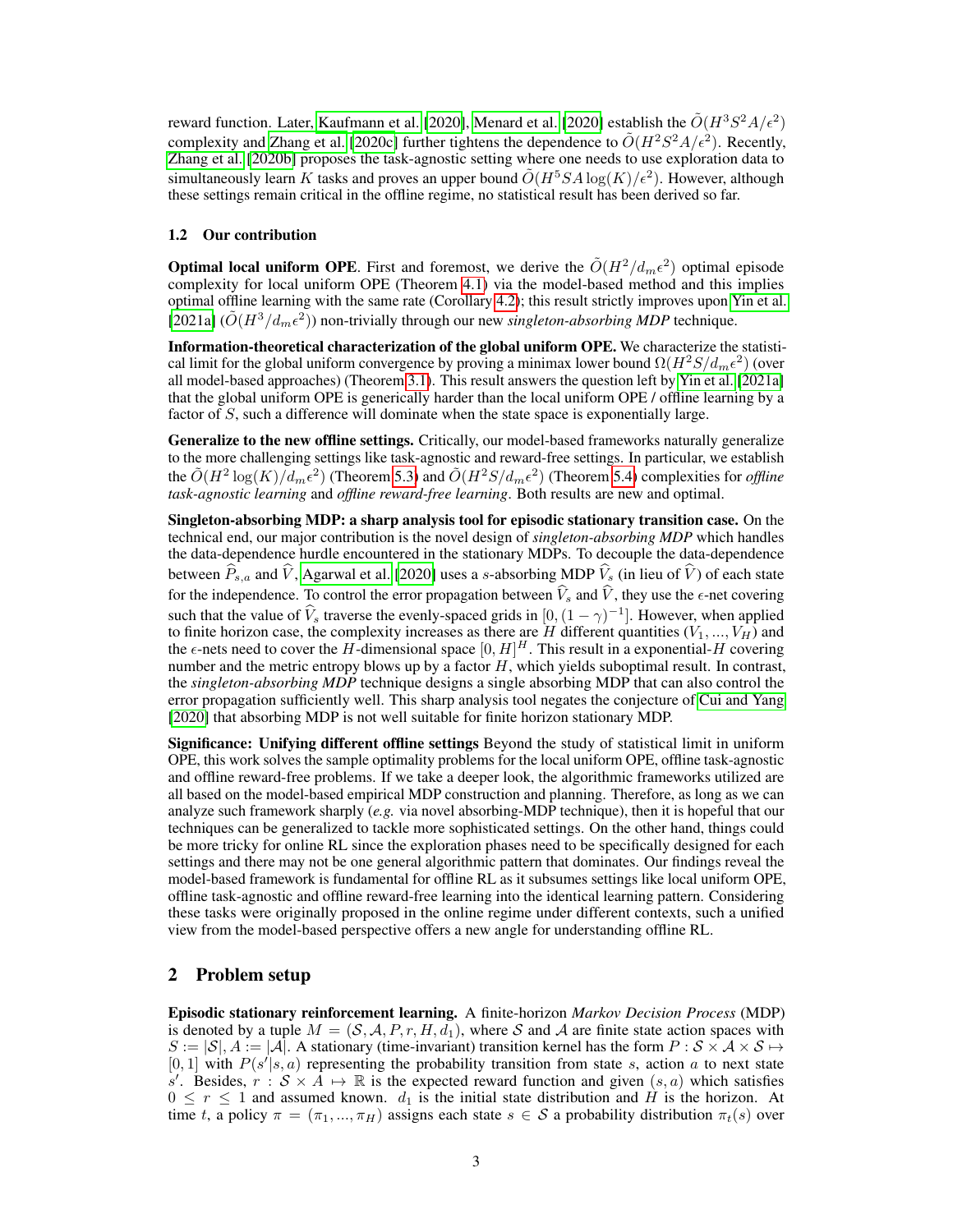reward function. Later, Kaufmann et al. [2020], Menard et al. [2020] establish the $\tilde{O}(H^3S^2A/\epsilon^2)$ complexity and Zhang et al. [2020c] further tightens the dependence to $\tilde{O}(H^2S^2A/\epsilon^2)$. Recently, Zhang et al. [2020b] proposes the task-agnostic setting where one needs to use exploration data to simultaneously learn $K$ tasks and proves an upper bound $\tilde{O}(H^5SA\log(K)/\epsilon^2)$. However, although these settings remain critical in the offline regime, no statistical result has been derived so far.

### 1.2 Our contribution

**Optimal local uniform OPE**. First and foremost, we derive the $\tilde{O}(H^2/d_m\epsilon^2)$ optimal episode complexity for local uniform OPE (Theorem 4.1) via the model-based method and this implies optimal offline learning with the same rate (Corollary 4.2); this result strictly improves upon Yin et al. [2021a] ($\tilde{O}(H^3/d_m\epsilon^2)$) non-trivially through our new *singleton-absorbing MDP* technique.

**Information-theoretical characterization of the global uniform OPE.** We characterize the statistical limit for the global uniform convergence by proving a minimax lower bound $\Omega(H^2S/d_m\epsilon^2)$ (over all model-based approaches) (Theorem 3.1). This result answers the question left by Yin et al. [2021a] that the global uniform OPE is generically harder than the local uniform OPE / offline learning by a factor of $S$, such a difference will dominate when the state space is exponentially large.

**Generalize to the new offline settings.** Critically, our model-based frameworks naturally generalize to the more challenging settings like task-agnostic and reward-free settings. In particular, we establish the $\tilde{O}(H^2\log(K)/d_m\epsilon^2)$ (Theorem 5.3) and $\tilde{O}(H^2S/d_m\epsilon^2)$ (Theorem 5.4) complexities for *offline task-agnostic learning* and *offline reward-free learning*. Both results are new and optimal.

**Singleton-absorbing MDP: a sharp analysis tool for episodic stationary transition case.** On the technical end, our major contribution is the novel design of *singleton-absorbing MDP* which handles the data-dependence hurdle encountered in the stationary MDPs. To decouple the data-dependence between $\widehat{P}_{s,a}$ and $\widehat{V}$, Agarwal et al. [2020] uses a $s$-absorbing MDP $\widehat{V}_s$ (in lieu of $\widehat{V}$) of each state for the independence. To control the error propagation between $\widehat{V}_s$ and $\widehat{V}$, they use the $\epsilon$-net covering such that the value of $\widehat{V}_s$ traverse the evenly-spaced grids in $[0,(1-\gamma)^{-1}]$. However, when applied to finite horizon case, the complexity increases as there are $H$ different quantities $(V_1,...,V_H)$ and the $\epsilon$-nets need to cover the $H$-dimensional space $[0,H]^H$. This result in a exponential-$H$ covering number and the metric entropy blows up by a factor $H$, which yields suboptimal result. In contrast, the *singleton-absorbing MDP* technique designs a single absorbing MDP that can also control the error propagation sufficiently well. This sharp analysis tool negates the conjecture of Cui and Yang [2020] that absorbing MDP is not well suitable for finite horizon stationary MDP.

**Significance: Unifying different offline settings** Beyond the study of statistical limit in uniform OPE, this work solves the sample optimality problems for the local uniform OPE, offline task-agnostic and offline reward-free problems. If we take a deeper look, the algorithmic frameworks utilized are all based on the model-based empirical MDP construction and planning. Therefore, as long as we can analyze such framework sharply (*e.g.* via novel absorbing-MDP technique), then it is hopeful that our techniques can be generalized to tackle more sophisticated settings. On the other hand, things could be more tricky for online RL since the exploration phases need to be specifically designed for each settings and there may not be one general algorithmic pattern that dominates. Our findings reveal the model-based framework is fundamental for offline RL as it subsumes settings like local uniform OPE, offline task-agnostic and offline reward-free learning into the identical learning pattern. Considering these tasks were originally proposed in the online regime under different contexts, such a unified view from the model-based perspective offers a new angle for understanding offline RL.

## 2 Problem setup

**Episodic stationary reinforcement learning.** A finite-horizon *Markov Decision Process* (MDP) is denoted by a tuple $M = (\mathcal{S}, \mathcal{A}, P, r, H, d_1)$, where $\mathcal{S}$ and $\mathcal{A}$ are finite state action spaces with $S := |\mathcal{S}|, A := |\mathcal{A}|$. A stationary (time-invariant) transition kernel has the form $P : \mathcal{S}\times\mathcal{A}\times\mathcal{S} \mapsto [0,1]$ with $P(s'|s,a)$ representing the probability transition from state $s$, action $a$ to next state $s'$. Besides, $r : \mathcal{S}\times\mathcal{A} \mapsto \mathbb{R}$ is the expected reward function and given $(s,a)$ which satisfies $0 \leq r \leq 1$ and assumed known. $d_1$ is the initial state distribution and $H$ is the horizon. At time $t$, a policy $\pi = (\pi_1,...,\pi_H)$ assigns each state $s \in \mathcal{S}$ a probability distribution $\pi_t(s)$ over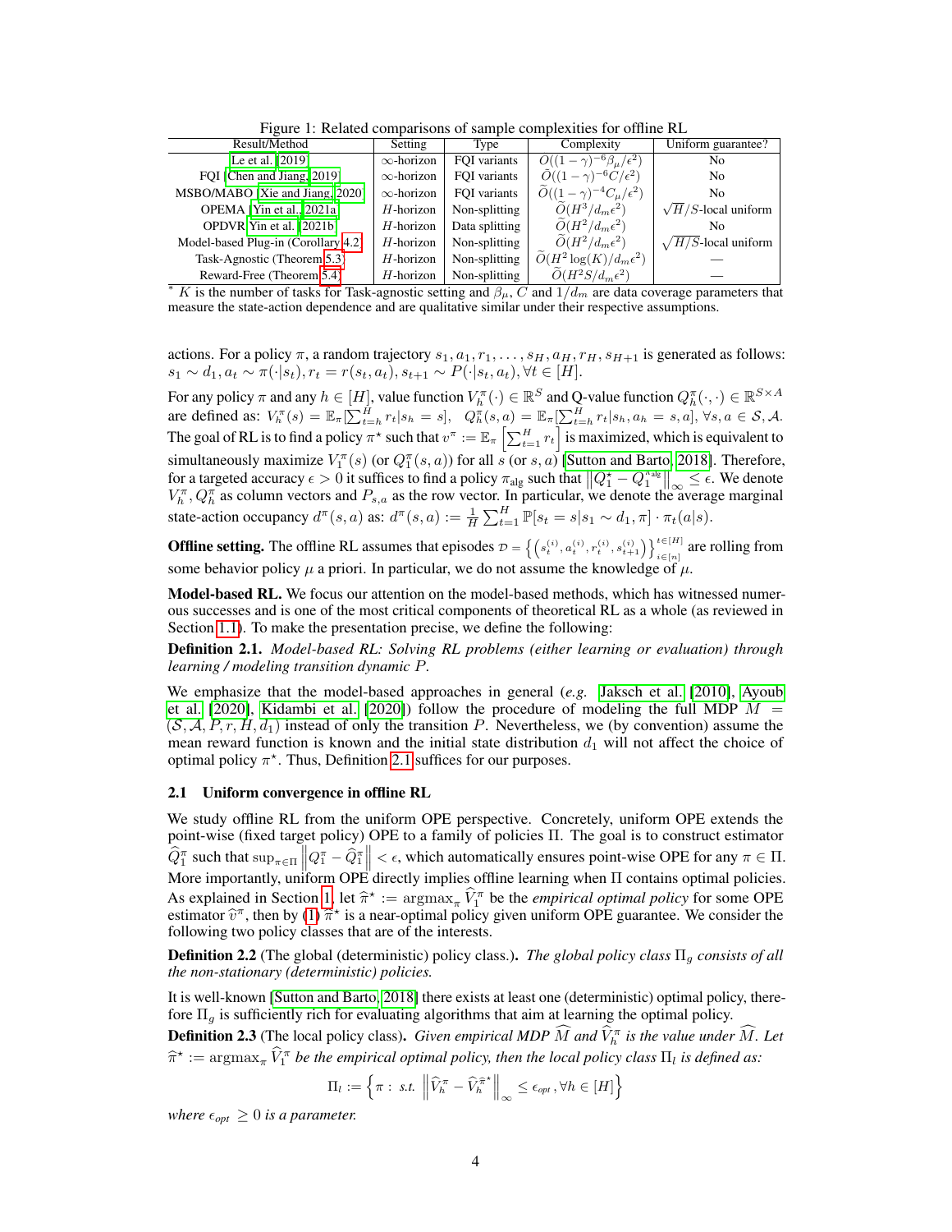Figure 1: Related comparisons of sample complexities for offline RL

| Result/Method | Setting | Type | Complexity | Uniform guarantee? |
|---|---|---|---|---|
| Le et al. [2019] | $\infty$-horizon | FQI variants | $O((1-\gamma)^{-6}\beta_\mu/\epsilon^2)$ | No |
| FQI [Chen and Jiang, 2019] | $\infty$-horizon | FQI variants | $\widetilde{O}((1-\gamma)^{-6}C/\epsilon^2)$ | No |
| MSBO/MABO [Xie and Jiang, 2020] | $\infty$-horizon | FQI variants | $\widetilde{O}((1-\gamma)^{-4}C_\mu/\epsilon^2)$ | No |
| OPEMA [Yin et al., 2021a] | $H$-horizon | Non-splitting | $\widetilde{O}(H^3/d_m\epsilon^2)$ | $\sqrt{H}/S$-local uniform |
| OPDVR Yin et al. [2021b] | $H$-horizon | Data splitting | $\widetilde{O}(H^2/d_m\epsilon^2)$ | No |
| Model-based Plug-in (Corollary 4.2) | $H$-horizon | Non-splitting | $\widetilde{O}(H^2/d_m\epsilon^2)$ | $\sqrt{H/S}$-local uniform |
| Task-Agnostic (Theorem 5.3) | $H$-horizon | Non-splitting | $\widetilde{O}(H^2\log(K)/d_m\epsilon^2)$ | — |
| Reward-Free (Theorem 5.4) | $H$-horizon | Non-splitting | $\widetilde{O}(H^2S/d_m\epsilon^2)$ | — |

[*] $K$ is the number of tasks for Task-agnostic setting and $\beta_\mu$, $C$ and $1/d_m$ are data coverage parameters that measure the state-action dependence and are qualitative similar under their respective assumptions.

actions. For a policy $\pi$, a random trajectory $s_1, a_1, r_1, \ldots, s_H, a_H, r_H, s_{H+1}$ is generated as follows: $s_1 \sim d_1, a_t \sim \pi(\cdot|s_t), r_t = r(s_t, a_t), s_{t+1} \sim P(\cdot|s_t, a_t), \forall t \in [H]$.

For any policy $\pi$ and any $h \in [H]$, value function $V_h^\pi(\cdot) \in \mathbb{R}^S$ and Q-value function $Q_h^\pi(\cdot,\cdot) \in \mathbb{R}^{S\times A}$ are defined as: $V_h^\pi(s) = \mathbb{E}_\pi[\sum_{t=h}^H r_t | s_h = s]$, $Q_h^\pi(s,a) = \mathbb{E}_\pi[\sum_{t=h}^H r_t | s_h = s, a_h = a]$, $\forall s, a \in \mathcal{S}, \mathcal{A}$. The goal of RL is to find a policy $\pi^\star$ such that $v^\pi := \mathbb{E}_\pi\left[\sum_{t=1}^H r_t\right]$ is maximized, which is equivalent to simultaneously maximize $V_1^\pi(s)$ (or $Q_1^\pi(s,a)$) for all $s$ (or $s,a$) [Sutton and Barto, 2018]. Therefore, for a targeted accuracy $\epsilon > 0$ it suffices to find a policy $\pi_{\text{alg}}$ such that $\left\|Q_1^\star - Q_1^{\pi_{\text{alg}}}\right\|_\infty \leq \epsilon$. We denote $V_h^\pi, Q_h^\pi$ as column vectors and $P_{s,a}$ as the row vector. In particular, we denote the average marginal state-action occupancy $d^\pi(s,a)$ as: $d^\pi(s,a) := \frac{1}{H}\sum_{t=1}^H \mathbb{P}[s_t = s | s_1 \sim d_1, \pi] \cdot \pi_t(a|s)$.

**Offline setting.** The offline RL assumes that episodes $\mathcal{D} = \left\{\left(s_t^{(i)}, a_t^{(i)}, r_t^{(i)}, s_{t+1}^{(i)}\right)\right\}_{i\in[n]}^{t\in[H]}$ are rolling from some behavior policy $\mu$ a priori. In particular, we do not assume the knowledge of $\mu$.

**Model-based RL.** We focus our attention on the model-based methods, which has witnessed numerous successes and is one of the most critical components of theoretical RL as a whole (as reviewed in Section 1.1). To make the presentation precise, we define the following:

**Definition 2.1.** *Model-based RL: Solving RL problems (either learning or evaluation) through learning / modeling transition dynamic $P$.*

We emphasize that the model-based approaches in general (*e.g.* Jaksch et al. [2010], Ayoub et al. [2020], Kidambi et al. [2020]) follow the procedure of modeling the full MDP $M = (\mathcal{S}, \mathcal{A}, P, r, H, d_1)$ instead of only the transition $P$. Nevertheless, we (by convention) assume the mean reward function is known and the initial state distribution $d_1$ will not affect the choice of optimal policy $\pi^\star$. Thus, Definition 2.1 suffices for our purposes.

### 2.1 Uniform convergence in offline RL

We study offline RL from the uniform OPE perspective. Concretely, uniform OPE extends the point-wise (fixed target policy) OPE to a family of policies $\Pi$. The goal is to construct estimator $\widehat{Q}_1^\pi$ such that $\sup_{\pi\in\Pi}\left\|Q_1^\pi - \widehat{Q}_1^\pi\right\| < \epsilon$, which automatically ensures point-wise OPE for any $\pi \in \Pi$. More importantly, uniform OPE directly implies offline learning when $\Pi$ contains optimal policies. As explained in Section 1, let $\widehat{\pi}^\star := \mathrm{argmax}_\pi \widehat{V}_1^\pi$ be the *empirical optimal policy* for some OPE estimator $\widehat{v}^\pi$, then by (1) $\widehat{\pi}^\star$ is a near-optimal policy given uniform OPE guarantee. We consider the following two policy classes that are of the interests.

**Definition 2.2** (The global (deterministic) policy class.). *The global policy class $\Pi_g$ consists of all the non-stationary (deterministic) policies.*

It is well-known [Sutton and Barto, 2018] there exists at least one (deterministic) optimal policy, therefore $\Pi_g$ is sufficiently rich for evaluating algorithms that aim at learning the optimal policy.

**Definition 2.3** (The local policy class). *Given empirical MDP $\widehat{M}$ and $\widehat{V}_h^\pi$ is the value under $\widehat{M}$. Let $\widehat{\pi}^\star := \mathrm{argmax}_\pi \widehat{V}_1^\pi$ be the empirical optimal policy, then the local policy class $\Pi_l$ is defined as:*

$$\Pi_l := \left\{\pi : \text{ s.t. } \left\|\widehat{V}_h^\pi - \widehat{V}_h^{\widehat{\pi}^\star}\right\|_\infty \leq \epsilon_{opt}, \forall h \in [H]\right\}$$

*where $\epsilon_{opt} \geq 0$ is a parameter.*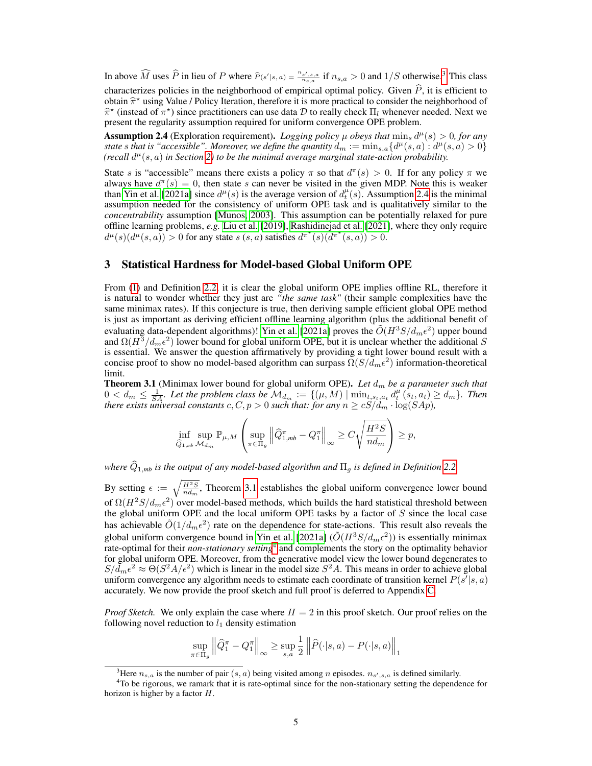In above $\widehat{M}$ uses $\widehat{P}$ in lieu of $P$ where $\widehat{P}(s'|s,a) = \frac{n_{s',s,a}}{n_{s,a}}$ if $n_{s,a} > 0$ and $1/S$ otherwise.[3] This class characterizes policies in the neighborhood of empirical optimal policy. Given $\widehat{P}$, it is efficient to obtain $\widehat{\pi}^\star$ using Value / Policy Iteration, therefore it is more practical to consider the neighborhood of $\widehat{\pi}^\star$ (instead of $\pi^\star$) since practitioners can use data $\mathcal{D}$ to really check $\Pi_l$ whenever needed. Next we present the regularity assumption required for uniform convergence OPE problem.

**Assumption 2.4** (Exploration requirement). *Logging policy $\mu$ obeys that $\min_s d^\mu(s) > 0$, for any state $s$ that is "accessible". Moreover, we define the quantity $d_m := \min_{s,a}\{d^\mu(s,a) : d^\mu(s,a) > 0\}$ (recall $d^\mu(s,a)$ in Section 2) to be the minimal average marginal state-action probability.*

State $s$ is "accessible" means there exists a policy $\pi$ so that $d^\pi(s) > 0$. If for any policy $\pi$ we always have $d^\pi(s) = 0$, then state $s$ can never be visited in the given MDP. Note this is weaker than Yin et al. [2021a] since $d^\mu(s)$ is the average version of $d_t^\mu(s)$. Assumption 2.4 is the minimal assumption needed for the consistency of uniform OPE task and is qualitatively similar to the *concentrability* assumption [Munos, 2003]. This assumption can be potentially relaxed for pure offline learning problems, *e.g.* Liu et al. [2019], Rashidinejad et al. [2021], where they only require $d^\mu(s)(d^\mu(s,a)) > 0$ for any state $s$ $(s,a)$ satisfies $d^{\pi^\star}(s)(d^{\pi^\star}(s,a)) > 0$.

## 3 Statistical Hardness for Model-based Global Uniform OPE

From (1) and Definition 2.2, it is clear the global uniform OPE implies offline RL, therefore it is natural to wonder whether they just are *"the same task"* (their sample complexities have the same minimax rates). If this conjecture is true, then deriving sample efficient global OPE method is just as important as deriving efficient offline learning algorithm (plus the additional benefit of evaluating data-dependent algorithms)! Yin et al. [2021a] proves the $\tilde{O}(H^3S/d_m\epsilon^2)$ upper bound and $\Omega(H^3/d_m\epsilon^2)$ lower bound for global uniform OPE, but it is unclear whether the additional $S$ is essential. We answer the question affirmatively by providing a tight lower bound result with a concise proof to show no model-based algorithm can surpass $\Omega(S/d_m\epsilon^2)$ information-theoretical limit.

**Theorem 3.1** (Minimax lower bound for global uniform OPE). *Let $d_m$ be a parameter such that $0 < d_m \leq \frac{1}{SA}$. Let the problem class be $\mathcal{M}_{d_m} := \{(\mu, M) \mid \min_{t,s_t,a_t} d_t^\mu(s_t,a_t) \geq d_m\}$. Then there exists universal constants $c, C, p > 0$ such that: for any $n \geq cS/d_m \cdot \log(SAp)$,*

$$\inf_{\widehat{Q}_{1,mb}} \sup_{\mathcal{M}_{d_m}} \mathbb{P}_{\mu,M}\left(\sup_{\pi\in\Pi_g}\left\|\widehat{Q}_{1,mb}^\pi - Q_1^\pi\right\|_\infty \geq C\sqrt{\frac{H^2S}{nd_m}}\right) \geq p,$$

*where $\widehat{Q}_{1,mb}$ is the output of any model-based algorithm and $\Pi_g$ is defined in Definition 2.2.*

By setting $\epsilon := \sqrt{\frac{H^2S}{nd_m}}$, Theorem 3.1 establishes the global uniform convergence lower bound of $\Omega(H^2S/d_m\epsilon^2)$ over model-based methods, which builds the hard statistical threshold between the global uniform OPE and the local uniform OPE tasks by a factor of $S$ since the local case has achievable $\tilde{O}(1/d_m\epsilon^2)$ rate on the dependence for state-actions. This result also reveals the global uniform convergence bound in Yin et al. [2021a] ($\tilde{O}(H^3S/d_m\epsilon^2)$) is essentially minimax rate-optimal for their *non-stationary setting*[4] and complements the story on the optimality behavior for global uniform OPE. Moreover, from the generative model view the lower bound degenerates to $S/d_m\epsilon^2 \approx \Theta(S^2A/\epsilon^2)$ which is linear in the model size $S^2A$. This means in order to achieve global uniform convergence any algorithm needs to estimate each coordinate of transition kernel $P(s'|s,a)$ accurately. We now provide the proof sketch and full proof is deferred to Appendix C.

*Proof Sketch.* We only explain the case where $H = 2$ in this proof sketch. Our proof relies on the following novel reduction to $l_1$ density estimation

$$\sup_{\pi\in\Pi_g}\left\|\widehat{Q}_1^\pi - Q_1^\pi\right\|_\infty \geq \sup_{s,a}\frac{1}{2}\left\|\widehat{P}(\cdot|s,a) - P(\cdot|s,a)\right\|_1$$

[3] Here $n_{s,a}$ is the number of pair $(s,a)$ being visited among $n$ episodes. $n_{s',s,a}$ is defined similarly.

[4] To be rigorous, we ramark that it is rate-optimal since for the non-stationary setting the dependence for horizon is higher by a factor $H$.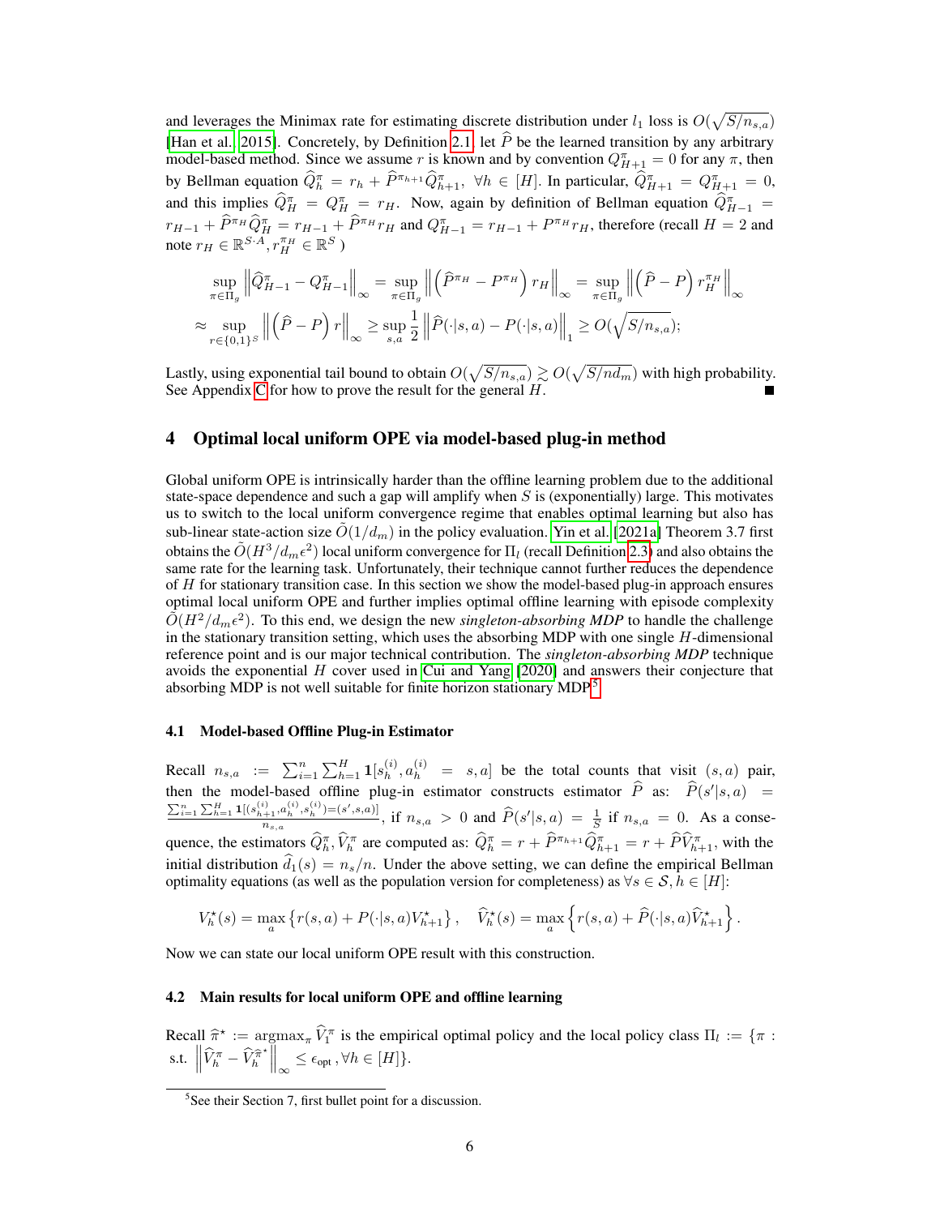and leverages the Minimax rate for estimating discrete distribution under $l_1$ loss is $O(\sqrt{S/n_{s,a}})$ [Han et al., 2015]. Concretely, by Definition 2.1, let $\widehat{P}$ be the learned transition by any arbitrary model-based method. Since we assume $r$ is known and by convention $Q^{\pi}_{H+1} = 0$ for any $\pi$, then by Bellman equation $\widehat{Q}^{\pi}_h = r_h + \widehat{P}^{\pi_{h+1}}\widehat{Q}^{\pi}_{h+1}, \ \forall h \in [H]$. In particular, $\widehat{Q}^{\pi}_{H+1} = Q^{\pi}_{H+1} = 0$, and this implies $\widehat{Q}^{\pi}_H = Q^{\pi}_H = r_H$. Now, again by definition of Bellman equation $\widehat{Q}^{\pi}_{H-1} = r_{H-1} + \widehat{P}^{\pi_H}\widehat{Q}^{\pi}_H = r_{H-1} + \widehat{P}^{\pi_H} r_H$ and $Q^{\pi}_{H-1} = r_{H-1} + P^{\pi_H} r_H$, therefore (recall $H = 2$ and note $r_H \in \mathbb{R}^{S\cdot A}, r_H^{\pi_H} \in \mathbb{R}^S$ )

$$
\begin{aligned}
&\sup_{\pi \in \Pi_g} \left\| \widehat{Q}^{\pi}_{H-1} - Q^{\pi}_{H-1} \right\|_\infty = \sup_{\pi \in \Pi_g} \left\| \left( \widehat{P}^{\pi_H} - P^{\pi_H} \right) r_H \right\|_\infty = \sup_{\pi \in \Pi_g} \left\| \left( \widehat{P} - P \right) r_H^{\pi_H} \right\|_\infty \\
\approx &\sup_{r \in \{0,1\}^S} \left\| \left( \widehat{P} - P \right) r \right\|_\infty \geq \sup_{s,a} \frac{1}{2} \left\| \widehat{P}(\cdot|s,a) - P(\cdot|s,a) \right\|_1 \geq O(\sqrt{S/n_{s,a}});
\end{aligned}
$$

Lastly, using exponential tail bound to obtain $O(\sqrt{S/n_{s,a}}) \gtrsim O(\sqrt{S/nd_m})$ with high probability. See Appendix C for how to prove the result for the general $H$. ■

## 4 Optimal local uniform OPE via model-based plug-in method

Global uniform OPE is intrinsically harder than the offline learning problem due to the additional state-space dependence and such a gap will amplify when $S$ is (exponentially) large. This motivates us to switch to the local uniform convergence regime that enables optimal learning but also has sub-linear state-action size $\tilde{O}(1/d_m)$ in the policy evaluation. Yin et al. [2021a] Theorem 3.7 first obtains the $\tilde{O}(H^3/d_m\epsilon^2)$ local uniform convergence for $\Pi_l$ (recall Definition 2.3) and also obtains the same rate for the learning task. Unfortunately, their technique cannot further reduces the dependence of $H$ for stationary transition case. In this section we show the model-based plug-in approach ensures optimal local uniform OPE and further implies optimal offline learning with episode complexity $\tilde{O}(H^2/d_m\epsilon^2)$. To this end, we design the new *singleton-absorbing MDP* to handle the challenge in the stationary transition setting, which uses the absorbing MDP with one single $H$-dimensional reference point and is our major technical contribution. The *singleton-absorbing MDP* technique avoids the exponential $H$ cover used in Cui and Yang [2020] and answers their conjecture that absorbing MDP is not well suitable for finite horizon stationary MDP[5].

### 4.1 Model-based Offline Plug-in Estimator

Recall $n_{s,a} := \sum_{i=1}^n \sum_{h=1}^H \mathbf{1}[s_h^{(i)}, a_h^{(i)} = s, a]$ be the total counts that visit $(s,a)$ pair, then the model-based offline plug-in estimator constructs estimator $\widehat{P}$ as: $\widehat{P}(s'|s,a) = \frac{\sum_{i=1}^n \sum_{h=1}^H \mathbf{1}[(s_{h+1}^{(i)}, a_h^{(i)}, s_h^{(i)}) = (s', s, a)]}{n_{s,a}}$, if $n_{s,a} > 0$ and $\widehat{P}(s'|s,a) = \frac{1}{S}$ if $n_{s,a} = 0$. As a consequence, the estimators $\widehat{Q}^{\pi}_h, \widehat{V}^{\pi}_h$ are computed as: $\widehat{Q}^{\pi}_h = r + \widehat{P}^{\pi_{h+1}}\widehat{Q}^{\pi}_{h+1} = r + \widehat{P}\widehat{V}^{\pi}_{h+1}$, with the initial distribution $\widehat{d}_1(s) = n_s/n$. Under the above setting, we can define the empirical Bellman optimality equations (as well as the population version for completeness) as $\forall s \in \mathcal{S}, h \in [H]$:

$$
V^\star_h(s) = \max_a \left\{ r(s,a) + P(\cdot|s,a) V^\star_{h+1} \right\}, \quad \widehat{V}^\star_h(s) = \max_a \left\{ r(s,a) + \widehat{P}(\cdot|s,a) \widehat{V}^\star_{h+1} \right\}.
$$

Now we can state our local uniform OPE result with this construction.

### 4.2 Main results for local uniform OPE and offline learning

Recall $\widehat{\pi}^\star := \mathrm{argmax}_\pi \widehat{V}^{\pi}_1$ is the empirical optimal policy and the local policy class $\Pi_l := \{\pi :$ s.t. $\left\| \widehat{V}^{\pi}_h - \widehat{V}^{\widehat{\pi}^\star}_h \right\|_\infty \leq \epsilon_{\text{opt}}, \forall h \in [H]\}$.

[5] See their Section 7, first bullet point for a discussion.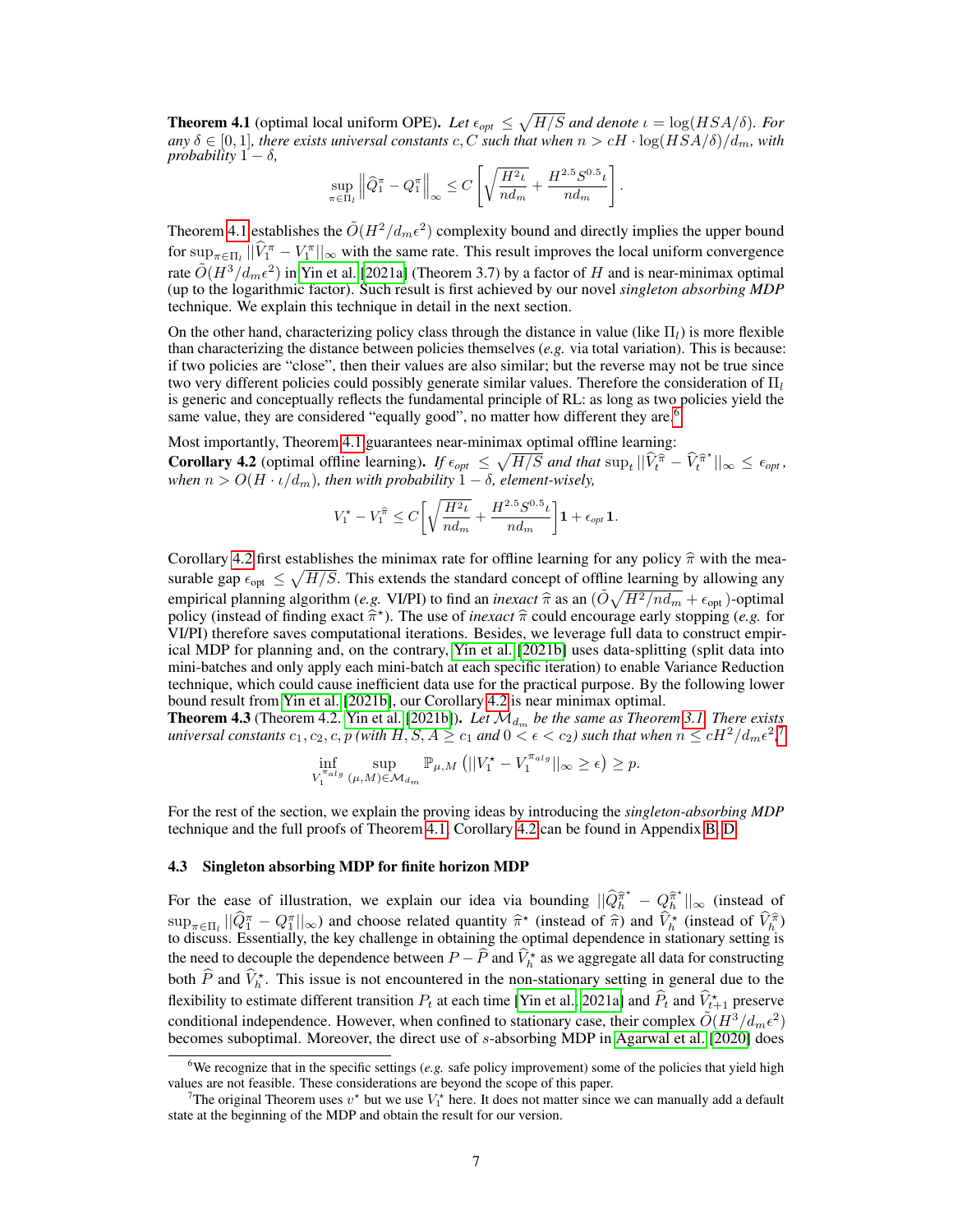**Theorem 4.1** (optimal local uniform OPE). *Let $\epsilon_{opt} \leq \sqrt{H/S}$ and denote $\iota = \log(HSA/\delta)$. For any $\delta \in [0, 1]$, there exists universal constants $c, C$ such that when $n > cH \cdot \log(HSA/\delta)/d_m$, with probability $1 - \delta$,*

$$\sup_{\pi \in \Pi_l} \left\| \widehat{Q}_1^{\pi} - Q_1^{\pi} \right\|_\infty \leq C \left[ \sqrt{\frac{H^2 \iota}{n d_m}} + \frac{H^{2.5} S^{0.5} \iota}{n d_m} \right].$$

Theorem 4.1 establishes the $\tilde{O}(H^2/d_m\epsilon^2)$ complexity bound and directly implies the upper bound for $\sup_{\pi \in \Pi_l} ||\widehat{V}_1^{\pi} - V_1^{\pi}||_\infty$ with the same rate. This result improves the local uniform convergence rate $\tilde{O}(H^3/d_m\epsilon^2)$ in Yin et al. [2021a] (Theorem 3.7) by a factor of $H$ and is near-minimax optimal (up to the logarithmic factor). Such result is first achieved by our novel *singleton absorbing MDP* technique. We explain this technique in detail in the next section.

On the other hand, characterizing policy class through the distance in value (like $\Pi_l$) is more flexible than characterizing the distance between policies themselves (*e.g.* via total variation). This is because: if two policies are "close", then their values are also similar; but the reverse may not be true since two very different policies could possibly generate similar values. Therefore the consideration of $\Pi_l$ is generic and conceptually reflects the fundamental principle of RL: as long as two policies yield the same value, they are considered "equally good", no matter how different they are.[6]

Most importantly, Theorem 4.1 guarantees near-minimax optimal offline learning:

**Corollary 4.2** (optimal offline learning). *If $\epsilon_{opt} \leq \sqrt{H/S}$ and that $\sup_t ||\widehat{V}_t^{\widehat{\pi}} - \widehat{V}_t^{\widehat{\pi}^\star}||_\infty \leq \epsilon_{opt}$, when $n > O(H \cdot \iota/d_m)$, then with probability $1 - \delta$, element-wisely,*

$$V_1^\star - V_1^{\widehat{\pi}} \leq C \left[ \sqrt{\frac{H^2 \iota}{n d_m}} + \frac{H^{2.5} S^{0.5} \iota}{n d_m} \right] \mathbf{1} + \epsilon_{opt} \mathbf{1}.$$

Corollary 4.2 first establishes the minimax rate for offline learning for any policy $\widehat{\pi}$ with the measurable gap $\epsilon_{\text{opt}} \leq \sqrt{H/S}$. This extends the standard concept of offline learning by allowing any empirical planning algorithm (*e.g.* VI/PI) to find an *inexact* $\widehat{\pi}$ as an $(\tilde{O}\sqrt{H^2/nd_m} + \epsilon_{\text{opt}})$-optimal policy (instead of finding exact $\widehat{\pi}^\star$). The use of *inexact* $\widehat{\pi}$ could encourage early stopping (*e.g.* for VI/PI) therefore saves computational iterations. Besides, we leverage full data to construct empirical MDP for planning and, on the contrary, Yin et al. [2021b] uses data-splitting (split data into mini-batches and only apply each mini-batch at each specific iteration) to enable Variance Reduction technique, which could cause inefficient data use for the practical purpose. By the following lower bound result from Yin et al. [2021b], our Corollary 4.2 is near minimax optimal.

**Theorem 4.3** (Theorem 4.2. Yin et al. [2021b]). *Let $\mathcal{M}_{d_m}$ be the same as Theorem 3.1. There exists universal constants $c_1, c_2, c, p$ (with $H, S, A \geq c_1$ and $0 < \epsilon < c_2$) such that when $n \leq cH^2/d_m\epsilon^2$,*[7]

$$\inf_{V_1^{\pi_{alg}}} \sup_{(\mu, M) \in \mathcal{M}_{d_m}} \mathbb{P}_{\mu, M}\left( ||V_1^\star - V_1^{\pi_{alg}}||_\infty \geq \epsilon \right) \geq p.$$

For the rest of the section, we explain the proving ideas by introducing the *singleton-absorbing MDP* technique and the full proofs of Theorem 4.1, Corollary 4.2 can be found in Appendix B, D.

### 4.3 Singleton absorbing MDP for finite horizon MDP

For the ease of illustration, we explain our idea via bounding $||\widehat{Q}_h^{\widehat{\pi}^\star} - Q_h^{\widehat{\pi}^\star}||_\infty$ (instead of $\sup_{\pi \in \Pi_l} ||\widehat{Q}_1^{\pi} - Q_1^{\pi}||_\infty$) and choose related quantity $\widehat{\pi}^\star$ (instead of $\widehat{\pi}$) and $\widehat{V}_h^\star$ (instead of $\widehat{V}_h^{\widehat{\pi}}$) to discuss. Essentially, the key challenge in obtaining the optimal dependence in stationary setting is the need to decouple the dependence between $P - \widehat{P}$ and $\widehat{V}_h^\star$ as we aggregate all data for constructing both $\widehat{P}$ and $\widehat{V}_h^\star$. This issue is not encountered in the non-stationary setting in general due to the flexibility to estimate different transition $P_t$ at each time [Yin et al., 2021a] and $\widehat{P}_t$ and $\widehat{V}_{t+1}^\star$ preserve conditional independence. However, when confined to stationary case, their complex $\tilde{O}(H^3/d_m\epsilon^2)$ becomes suboptimal. Moreover, the direct use of $s$-absorbing MDP in Agarwal et al. [2020] does

[6] We recognize that in the specific settings (*e.g.* safe policy improvement) some of the policies that yield high values are not feasible. These considerations are beyond the scope of this paper.

[7] The original Theorem uses $v^\star$ but we use $V_1^\star$ here. It does not matter since we can manually add a default state at the beginning of the MDP and obtain the result for our version.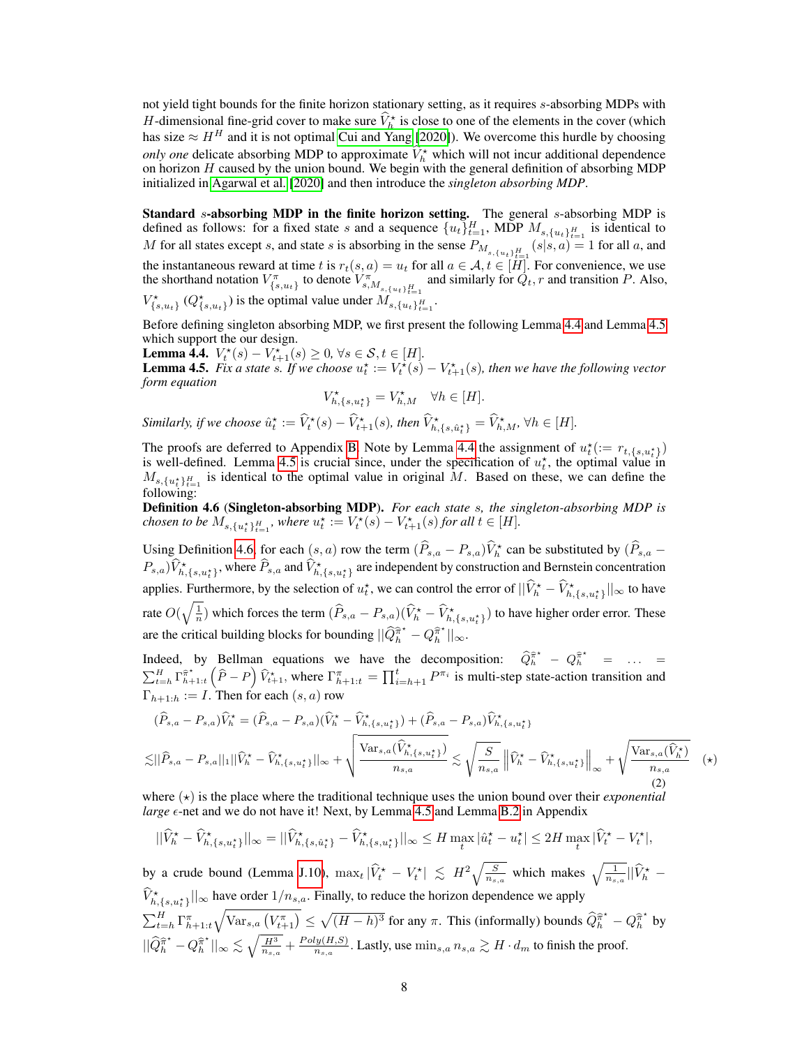not yield tight bounds for the finite horizon stationary setting, as it requires $s$-absorbing MDPs with $H$-dimensional fine-grid cover to make sure $\widehat{V}_h^\star$ is close to one of the elements in the cover (which has size $\approx H^H$ and it is not optimal Cui and Yang [2020]). We overcome this hurdle by choosing *only one* delicate absorbing MDP to approximate $\widehat{V}_h^\star$ which will not incur additional dependence on horizon $H$ caused by the union bound. We begin with the general definition of absorbing MDP initialized in Agarwal et al. [2020] and then introduce the *singleton absorbing MDP*.

**Standard $s$-absorbing MDP in the finite horizon setting.** The general $s$-absorbing MDP is defined as follows: for a fixed state $s$ and a sequence $\{u_t\}_{t=1}^H$, MDP $M_{s,\{u_t\}_{t=1}^H}$ is identical to $M$ for all states except $s$, and state $s$ is absorbing in the sense $P_{M_{s,\{u_t\}_{t=1}^H}}(s|s,a) = 1$ for all $a$, and the instantaneous reward at time $t$ is $r_t(s,a) = u_t$ for all $a \in \mathcal{A}, t \in [H]$. For convenience, we use the shorthand notation $V^\pi_{\{s,u_t\}}$ to denote $V^\pi_{s,M_{s,\{u_t\}_{t=1}^H}}$ and similarly for $Q_t, r$ and transition $P$. Also, $V^\star_{\{s,u_t\}}$ ($Q^\star_{\{s,u_t\}}$) is the optimal value under $M_{s,\{u_t\}_{t=1}^H}$.

Before defining singleton absorbing MDP, we first present the following Lemma 4.4 and Lemma 4.5 which support the our design.

**Lemma 4.4.** $V_t^\star(s) - V_{t+1}^\star(s) \geq 0, \; \forall s \in \mathcal{S}, t \in [H]$.

**Lemma 4.5.** *Fix a state $s$. If we choose $u_t^\star := V_t^\star(s) - V_{t+1}^\star(s)$, then we have the following vector form equation*

$$V^\star_{h,\{s,u_t^\star\}} = V^\star_{h,M} \quad \forall h \in [H].$$

*Similarly, if we choose $\hat{u}_t^\star := \widehat{V}_t^\star(s) - \widehat{V}_{t+1}^\star(s)$, then $\widehat{V}^\star_{h,\{s,\hat{u}_t^\star\}} = \widehat{V}^\star_{h,M}$, $\forall h \in [H]$.*

The proofs are deferred to Appendix B. Note by Lemma 4.4 the assignment of $u_t^\star (:= r_{t,\{s,u_t^\star\}})$ is well-defined. Lemma 4.5 is crucial since, under the specification of $u_t^\star$, the optimal value in $M_{s,\{u_t^\star\}_{t=1}^H}$ is identical to the optimal value in original $M$. Based on these, we can define the following:

**Definition 4.6 (Singleton-absorbing MDP).** *For each state $s$, the singleton-absorbing MDP is chosen to be $M_{s,\{u_t^\star\}_{t=1}^H}$, where $u_t^\star := V_t^\star(s) - V_{t+1}^\star(s)$ for all $t \in [H]$.*

Using Definition 4.6, for each $(s,a)$ row the term $(\widehat{P}_{s,a} - P_{s,a})\widehat{V}_h^\star$ can be substituted by $(\widehat{P}_{s,a} - P_{s,a})\widehat{V}^\star_{h,\{s,u_t^\star\}}$, where $\widehat{P}_{s,a}$ and $\widehat{V}^\star_{h,\{s,u_t^\star\}}$ are independent by construction and Bernstein concentration applies. Furthermore, by the selection of $u_t^\star$, we can control the error of $||\widehat{V}_h^\star - \widehat{V}^\star_{h,\{s,u_t^\star\}}||_\infty$ to have rate $O(\sqrt{\frac{1}{n}})$ which forces the term $(\widehat{P}_{s,a} - P_{s,a})(\widehat{V}_h^\star - \widehat{V}^\star_{h,\{s,u_t^\star\}})$ to have higher order error. These are the critical building blocks for bounding $||\widehat{Q}_h^{\widehat{\pi}^\star} - Q_h^{\widehat{\pi}^\star}||_\infty$.

Indeed, by Bellman equations we have the decomposition: $\widehat{Q}_h^{\widehat{\pi}^\star} - Q_h^{\widehat{\pi}^\star} = \ldots = \sum_{t=h}^H \Gamma^{\widehat{\pi}^\star}_{h+1:t}\left(\widehat{P} - P\right)\widehat{V}^\star_{t+1}$, where $\Gamma^\pi_{h+1:t} = \prod_{i=h+1}^t P^{\pi_i}$ is multi-step state-action transition and $\Gamma_{h+1:h} := I$. Then for each $(s,a)$ row

$$\begin{aligned}
&(\widehat{P}_{s,a} - P_{s,a})\widehat{V}_h^\star = (\widehat{P}_{s,a} - P_{s,a})(\widehat{V}_h^\star - \widehat{V}^\star_{h,\{s,u_t^\star\}}) + (\widehat{P}_{s,a} - P_{s,a})\widehat{V}^\star_{h,\{s,u_t^\star\}} \\
\lesssim & ||\widehat{P}_{s,a} - P_{s,a}||_1 ||\widehat{V}_h^\star - \widehat{V}^\star_{h,\{s,u_t^\star\}}||_\infty + \sqrt{\frac{\mathrm{Var}_{s,a}(\widehat{V}^\star_{h,\{s,u_t^\star\}})}{n_{s,a}}} \lesssim \sqrt{\frac{S}{n_{s,a}}}\left\|\widehat{V}_h^\star - \widehat{V}^\star_{h,\{s,u_t^\star\}}\right\|_\infty + \sqrt{\frac{\mathrm{Var}_{s,a}(\widehat{V}_h^\star)}{n_{s,a}}} \quad (\star)
\end{aligned} \tag{2}$$

where $(\star)$ is the place where the traditional technique uses the union bound over their *exponential large* $\epsilon$-net and we do not have it! Next, by Lemma 4.5 and Lemma B.2 in Appendix

$$||\widehat{V}_h^\star - \widehat{V}^\star_{h,\{s,u_t^\star\}}||_\infty = ||\widehat{V}^\star_{h,\{s,\hat{u}_t^\star\}} - \widehat{V}^\star_{h,\{s,u_t^\star\}}||_\infty \leq H \max_t |\hat{u}_t^\star - u_t^\star| \leq 2H \max_t |\widehat{V}_t^\star - V_t^\star|,$$

by a crude bound (Lemma J.10), $\max_t |\widehat{V}_t^\star - V_t^\star| \lesssim H^2\sqrt{\frac{S}{n_{s,a}}}$ which makes $\sqrt{\frac{1}{n_{s,a}}}||\widehat{V}_h^\star - \widehat{V}^\star_{h,\{s,u_t^\star\}}||_\infty$ have order $1/n_{s,a}$. Finally, to reduce the horizon dependence we apply $\sum_{t=h}^H \Gamma^\pi_{h+1:t}\sqrt{\mathrm{Var}_{s,a}\left(V^\pi_{t+1}\right)} \leq \sqrt{(H-h)^3}$ for any $\pi$. This (informally) bounds $\widehat{Q}_h^{\widehat{\pi}^\star} - Q_h^{\widehat{\pi}^\star}$ by $||\widehat{Q}_h^{\widehat{\pi}^\star} - Q_h^{\widehat{\pi}^\star}||_\infty \lesssim \sqrt{\frac{H^3}{n_{s,a}}} + \frac{Poly(H,S)}{n_{s,a}}$. Lastly, use $\min_{s,a} n_{s,a} \gtrsim H \cdot d_m$ to finish the proof.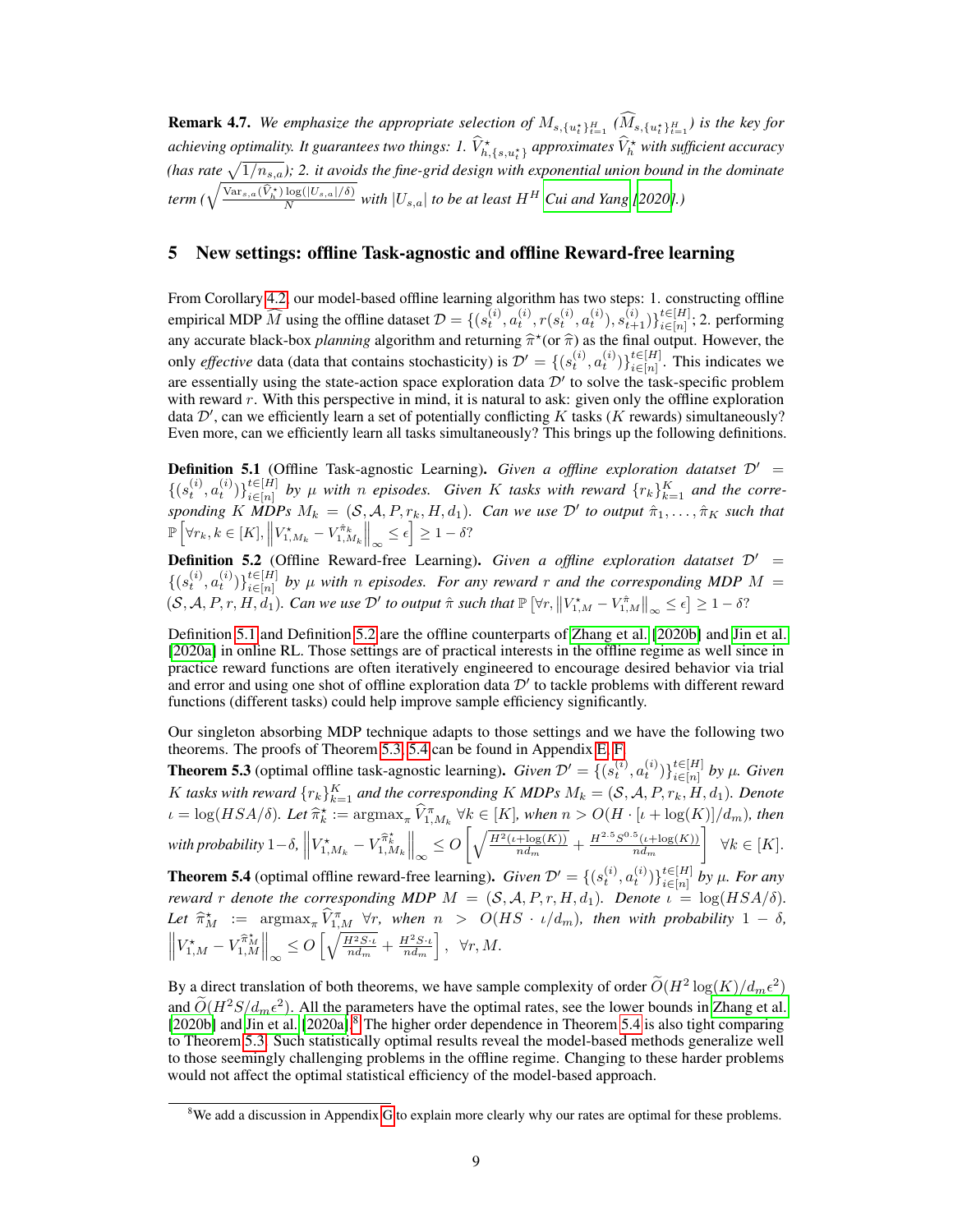**Remark 4.7.** *We emphasize the appropriate selection of $M_{s,\{u_t^\star\}_{t=1}^H}$ ($\widehat{M}_{s,\{u_t^\star\}_{t=1}^H}$) is the key for achieving optimality. It guarantees two things: 1. $\widehat{V}^\star_{h,\{s,u_t^\star\}}$ approximates $\widehat{V}^\star_h$ with sufficient accuracy (has rate $\sqrt{1/n_{s,a}}$); 2. it avoids the fine-grid design with exponential union bound in the dominate term ($\sqrt{\frac{\mathrm{Var}_{s,a}(\widehat{V}^\star_h)\log(|U_{s,a}|/\delta)}{N}}$ with $|U_{s,a}|$ to be at least $H^H$ Cui and Yang [2020].)*

## 5 New settings: offline Task-agnostic and offline Reward-free learning

From Corollary 4.2, our model-based offline learning algorithm has two steps: 1. constructing offline empirical MDP $\widehat{M}$ using the offline dataset $\mathcal{D} = \{(s_t^{(i)}, a_t^{(i)}, r(s_t^{(i)}, a_t^{(i)}), s_{t+1}^{(i)})\}_{i\in[n]}^{t\in[H]}$; 2. performing any accurate black-box *planning* algorithm and returning $\widehat{\pi}^\star$(or $\widehat{\pi}$) as the final output. However, the only *effective* data (data that contains stochasticity) is $\mathcal{D}' = \{(s_t^{(i)}, a_t^{(i)})\}_{i\in[n]}^{t\in[H]}$. This indicates we are essentially using the state-action space exploration data $\mathcal{D}'$ to solve the task-specific problem with reward $r$. With this perspective in mind, it is natural to ask: given only the offline exploration data $\mathcal{D}'$, can we efficiently learn a set of potentially conflicting $K$ tasks ($K$ rewards) simultaneously? Even more, can we efficiently learn all tasks simultaneously? This brings up the following definitions.

**Definition 5.1** (Offline Task-agnostic Learning). *Given a offline exploration datatset $\mathcal{D}' = \{(s_t^{(i)}, a_t^{(i)})\}_{i\in[n]}^{t\in[H]}$ by $\mu$ with $n$ episodes. Given $K$ tasks with reward $\{r_k\}_{k=1}^K$ and the corresponding $K$ MDPs $M_k = (\mathcal{S}, \mathcal{A}, P, r_k, H, d_1)$. Can we use $\mathcal{D}'$ to output $\hat{\pi}_1, \ldots, \hat{\pi}_K$ such that $\mathbb{P}\left[\forall r_k, k \in [K], \left\|V^\star_{1,M_k} - V^{\hat{\pi}_k}_{1,M_k}\right\|_\infty \le \epsilon\right] \ge 1-\delta$?*

**Definition 5.2** (Offline Reward-free Learning). *Given a offline exploration datatset $\mathcal{D}' = \{(s_t^{(i)}, a_t^{(i)})\}_{i\in[n]}^{t\in[H]}$ by $\mu$ with $n$ episodes. For any reward $r$ and the corresponding MDP $M = (\mathcal{S}, \mathcal{A}, P, r, H, d_1)$. Can we use $\mathcal{D}'$ to output $\hat{\pi}$ such that $\mathbb{P}\left[\forall r, \left\|V^\star_{1,M} - V^{\hat{\pi}}_{1,M}\right\|_\infty \le \epsilon\right] \ge 1-\delta$?*

Definition 5.1 and Definition 5.2 are the offline counterparts of Zhang et al. [2020b] and Jin et al. [2020a] in online RL. Those settings are of practical interests in the offline regime as well since in practice reward functions are often iteratively engineered to encourage desired behavior via trial and error and using one shot of offline exploration data $\mathcal{D}'$ to tackle problems with different reward functions (different tasks) could help improve sample efficiency significantly.

Our singleton absorbing MDP technique adapts to those settings and we have the following two theorems. The proofs of Theorem 5.3, 5.4 can be found in Appendix E, F.

**Theorem 5.3** (optimal offline task-agnostic learning). *Given $\mathcal{D}' = \{(s_t^{(i)}, a_t^{(i)})\}_{i\in[n]}^{t\in[H]}$ by $\mu$. Given $K$ tasks with reward $\{r_k\}_{k=1}^K$ and the corresponding $K$ MDPs $M_k = (\mathcal{S}, \mathcal{A}, P, r_k, H, d_1)$. Denote $\iota = \log(HSA/\delta)$. Let $\widehat{\pi}^\star_k := \mathrm{argmax}_\pi \widehat{V}^\pi_{1,M_k}\ \forall k \in [K]$, when $n > O(H \cdot [\iota + \log(K)]/d_m)$, then with probability $1-\delta$, $\left\|V^\star_{1,M_k} - V^{\widehat{\pi}^\star_k}_{1,M_k}\right\|_\infty \le O\left[\sqrt{\frac{H^2(\iota+\log(K))}{nd_m}} + \frac{H^{2.5}S^{0.5}(\iota+\log(K))}{nd_m}\right]\quad \forall k \in [K]$.*

**Theorem 5.4** (optimal offline reward-free learning). *Given $\mathcal{D}' = \{(s_t^{(i)}, a_t^{(i)})\}_{i\in[n]}^{t\in[H]}$ by $\mu$. For any reward $r$ denote the corresponding MDP $M = (\mathcal{S}, \mathcal{A}, P, r, H, d_1)$. Denote $\iota = \log(HSA/\delta)$. Let $\widehat{\pi}^\star_M := \mathrm{argmax}_\pi \widehat{V}^\pi_{1,M}\ \forall r$, when $n > O(HS \cdot \iota/d_m)$, then with probability $1-\delta$, $\left\|V^\star_{1,M} - V^{\widehat{\pi}^\star_M}_{1,M}\right\|_\infty \le O\left[\sqrt{\frac{H^2S\cdot\iota}{nd_m}} + \frac{H^2S\cdot\iota}{nd_m}\right],\ \forall r, M$.*

By a direct translation of both theorems, we have sample complexity of order $\widetilde{O}(H^2\log(K)/d_m\epsilon^2)$ and $\widetilde{O}(H^2S/d_m\epsilon^2)$. All the parameters have the optimal rates, see the lower bounds in Zhang et al. [2020b] and Jin et al. [2020a].[8] The higher order dependence in Theorem 5.4 is also tight comparing to Theorem 5.3. Such statistically optimal results reveal the model-based methods generalize well to those seemingly challenging problems in the offline regime. Changing to these harder problems would not affect the optimal statistical efficiency of the model-based approach.

[8] We add a discussion in Appendix G to explain more clearly why our rates are optimal for these problems.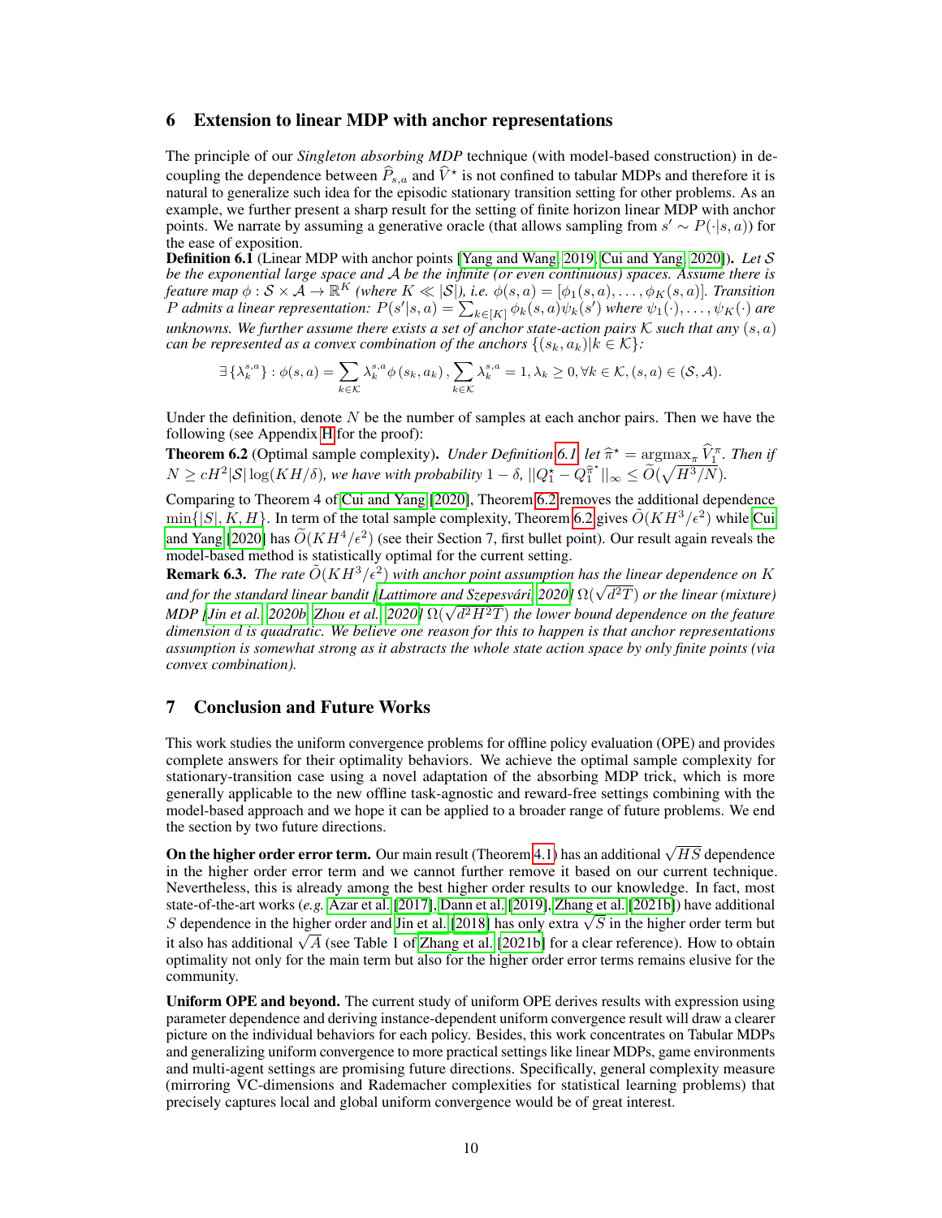## 6 Extension to linear MDP with anchor representations

The principle of our *Singleton absorbing MDP* technique (with model-based construction) in decoupling the dependence between $\widehat{P}_{s,a}$ and $\widehat{V}^\star$ is not confined to tabular MDPs and therefore it is natural to generalize such idea for the episodic stationary transition setting for other problems. As an example, we further present a sharp result for the setting of finite horizon linear MDP with anchor points. We narrate by assuming a generative oracle (that allows sampling from $s' \sim P(\cdot|s,a)$) for the ease of exposition.

**Definition 6.1** (Linear MDP with anchor points [Yang and Wang, 2019, Cui and Yang, 2020]). *Let $\mathcal{S}$ be the exponential large space and $\mathcal{A}$ be the infinite (or even continuous) spaces. Assume there is feature map $\phi : \mathcal{S} \times \mathcal{A} \to \mathbb{R}^K$ (where $K \ll |\mathcal{S}|$), i.e. $\phi(s,a) = [\phi_1(s,a), \ldots, \phi_K(s,a)]$. Transition $P$ admits a linear representation: $P(s'|s,a) = \sum_{k \in [K]} \phi_k(s,a)\psi_k(s')$ where $\psi_1(\cdot), \ldots, \psi_K(\cdot)$ are unknowns. We further assume there exists a set of anchor state-action pairs $\mathcal{K}$ such that any $(s,a)$ can be represented as a convex combination of the anchors $\{(s_k, a_k) | k \in \mathcal{K}\}$:*

$$\exists \{\lambda_k^{s,a}\} : \phi(s,a) = \sum_{k \in \mathcal{K}} \lambda_k^{s,a} \phi(s_k, a_k), \sum_{k \in \mathcal{K}} \lambda_k^{s,a} = 1, \lambda_k \geq 0, \forall k \in \mathcal{K}, (s,a) \in (\mathcal{S}, \mathcal{A}).$$

Under the definition, denote $N$ be the number of samples at each anchor pairs. Then we have the following (see Appendix H for the proof):

**Theorem 6.2** (Optimal sample complexity). *Under Definition 6.1, let $\widehat{\pi}^\star = \mathrm{argmax}_\pi \widehat{V}_1^\pi$. Then if $N \geq cH^2|\mathcal{S}|\log(KH/\delta)$, we have with probability $1-\delta$, $||Q_1^\star - Q_1^{\widehat{\pi}^\star}||_\infty \leq \widetilde{O}(\sqrt{H^3/N})$.*

Comparing to Theorem 4 of Cui and Yang [2020], Theorem 6.2 removes the additional dependence $\min\{|S|, K, H\}$. In term of the total sample complexity, Theorem 6.2 gives $\tilde{O}(KH^3/\epsilon^2)$ while Cui and Yang [2020] has $\widetilde{O}(KH^4/\epsilon^2)$ (see their Section 7, first bullet point). Our result again reveals the model-based method is statistically optimal for the current setting.

**Remark 6.3.** *The rate $\tilde{O}(KH^3/\epsilon^2)$ with anchor point assumption has the linear dependence on $K$ and for the standard linear bandit [Lattimore and Szepesvári, 2020] $\Omega(\sqrt{d^2T})$ or the linear (mixture) MDP [Jin et al., 2020b, Zhou et al., 2020] $\Omega(\sqrt{d^2H^2T})$ the lower bound dependence on the feature dimension $d$ is quadratic. We believe one reason for this to happen is that anchor representations assumption is somewhat strong as it abstracts the whole state action space by only finite points (via convex combination).*

## 7 Conclusion and Future Works

This work studies the uniform convergence problems for offline policy evaluation (OPE) and provides complete answers for their optimality behaviors. We achieve the optimal sample complexity for stationary-transition case using a novel adaptation of the absorbing MDP trick, which is more generally applicable to the new offline task-agnostic and reward-free settings combining with the model-based approach and we hope it can be applied to a broader range of future problems. We end the section by two future directions.

**On the higher order error term.** Our main result (Theorem 4.1) has an additional $\sqrt{HS}$ dependence in the higher order error term and we cannot further remove it based on our current technique. Nevertheless, this is already among the best higher order results to our knowledge. In fact, most state-of-the-art works (*e.g.* Azar et al. [2017], Dann et al. [2019], Zhang et al. [2021b]) have additional $S$ dependence in the higher order and Jin et al. [2018] has only extra $\sqrt{S}$ in the higher order term but it also has additional $\sqrt{A}$ (see Table 1 of Zhang et al. [2021b] for a clear reference). How to obtain optimality not only for the main term but also for the higher order error terms remains elusive for the community.

**Uniform OPE and beyond.** The current study of uniform OPE derives results with expression using parameter dependence and deriving instance-dependent uniform convergence result will draw a clearer picture on the individual behaviors for each policy. Besides, this work concentrates on Tabular MDPs and generalizing uniform convergence to more practical settings like linear MDPs, game environments and multi-agent settings are promising future directions. Specifically, general complexity measure (mirroring VC-dimensions and Rademacher complexities for statistical learning problems) that precisely captures local and global uniform convergence would be of great interest.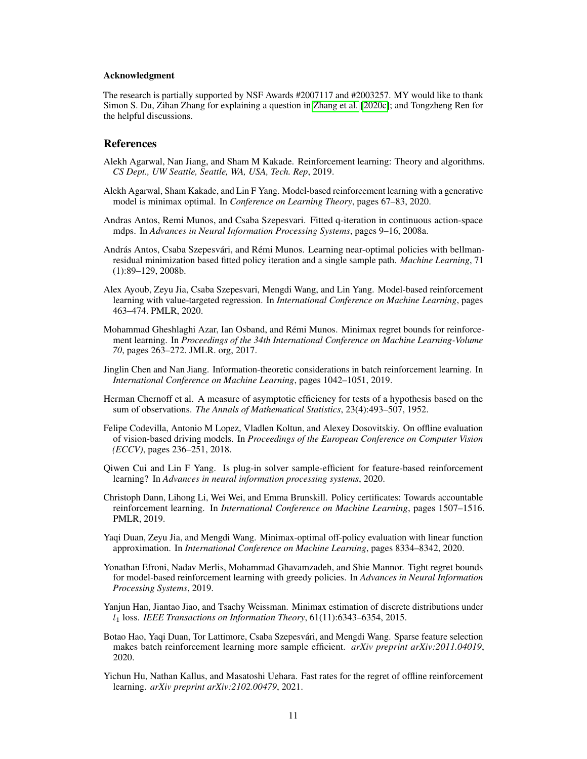#### Acknowledgment

The research is partially supported by NSF Awards #2007117 and #2003257. MY would like to thank Simon S. Du, Zihan Zhang for explaining a question in Zhang et al. [2020c]; and Tongzheng Ren for the helpful discussions.

## References

Alekh Agarwal, Nan Jiang, and Sham M Kakade. Reinforcement learning: Theory and algorithms. *CS Dept., UW Seattle, Seattle, WA, USA, Tech. Rep*, 2019.

Alekh Agarwal, Sham Kakade, and Lin F Yang. Model-based reinforcement learning with a generative model is minimax optimal. In *Conference on Learning Theory*, pages 67–83, 2020.

Andras Antos, Remi Munos, and Csaba Szepesvari. Fitted q-iteration in continuous action-space mdps. In *Advances in Neural Information Processing Systems*, pages 9–16, 2008a.

András Antos, Csaba Szepesvári, and Rémi Munos. Learning near-optimal policies with bellman-residual minimization based fitted policy iteration and a single sample path. *Machine Learning*, 71 (1):89–129, 2008b.

Alex Ayoub, Zeyu Jia, Csaba Szepesvari, Mengdi Wang, and Lin Yang. Model-based reinforcement learning with value-targeted regression. In *International Conference on Machine Learning*, pages 463–474. PMLR, 2020.

Mohammad Gheshlaghi Azar, Ian Osband, and Rémi Munos. Minimax regret bounds for reinforcement learning. In *Proceedings of the 34th International Conference on Machine Learning-Volume 70*, pages 263–272. JMLR. org, 2017.

Jinglin Chen and Nan Jiang. Information-theoretic considerations in batch reinforcement learning. In *International Conference on Machine Learning*, pages 1042–1051, 2019.

Herman Chernoff et al. A measure of asymptotic efficiency for tests of a hypothesis based on the sum of observations. *The Annals of Mathematical Statistics*, 23(4):493–507, 1952.

Felipe Codevilla, Antonio M Lopez, Vladlen Koltun, and Alexey Dosovitskiy. On offline evaluation of vision-based driving models. In *Proceedings of the European Conference on Computer Vision (ECCV)*, pages 236–251, 2018.

Qiwen Cui and Lin F Yang. Is plug-in solver sample-efficient for feature-based reinforcement learning? In *Advances in neural information processing systems*, 2020.

Christoph Dann, Lihong Li, Wei Wei, and Emma Brunskill. Policy certificates: Towards accountable reinforcement learning. In *International Conference on Machine Learning*, pages 1507–1516. PMLR, 2019.

Yaqi Duan, Zeyu Jia, and Mengdi Wang. Minimax-optimal off-policy evaluation with linear function approximation. In *International Conference on Machine Learning*, pages 8334–8342, 2020.

Yonathan Efroni, Nadav Merlis, Mohammad Ghavamzadeh, and Shie Mannor. Tight regret bounds for model-based reinforcement learning with greedy policies. In *Advances in Neural Information Processing Systems*, 2019.

Yanjun Han, Jiantao Jiao, and Tsachy Weissman. Minimax estimation of discrete distributions under $l_1$ loss. *IEEE Transactions on Information Theory*, 61(11):6343–6354, 2015.

Botao Hao, Yaqi Duan, Tor Lattimore, Csaba Szepesvári, and Mengdi Wang. Sparse feature selection makes batch reinforcement learning more sample efficient. *arXiv preprint arXiv:2011.04019*, 2020.

Yichun Hu, Nathan Kallus, and Masatoshi Uehara. Fast rates for the regret of offline reinforcement learning. *arXiv preprint arXiv:2102.00479*, 2021.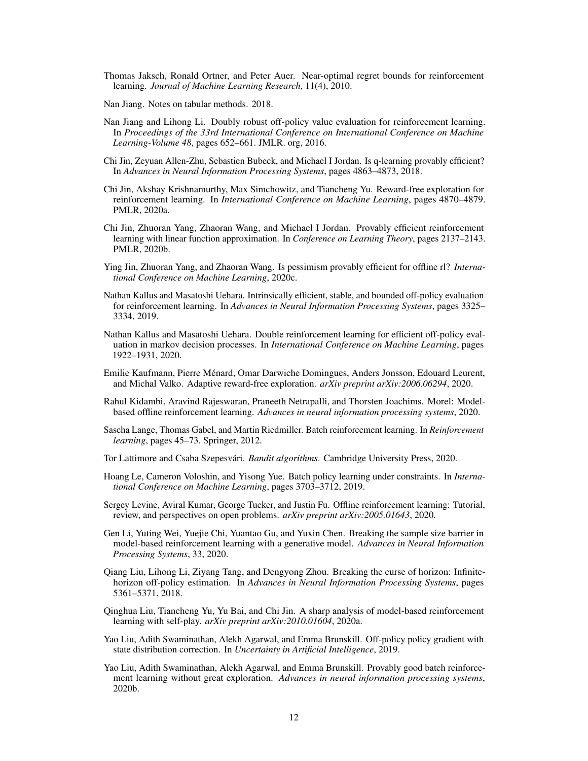Thomas Jaksch, Ronald Ortner, and Peter Auer. Near-optimal regret bounds for reinforcement learning. *Journal of Machine Learning Research*, 11(4), 2010.

Nan Jiang. Notes on tabular methods. 2018.

Nan Jiang and Lihong Li. Doubly robust off-policy value evaluation for reinforcement learning. In *Proceedings of the 33rd International Conference on International Conference on Machine Learning-Volume 48*, pages 652–661. JMLR. org, 2016.

Chi Jin, Zeyuan Allen-Zhu, Sebastien Bubeck, and Michael I Jordan. Is q-learning provably efficient? In *Advances in Neural Information Processing Systems*, pages 4863–4873, 2018.

Chi Jin, Akshay Krishnamurthy, Max Simchowitz, and Tiancheng Yu. Reward-free exploration for reinforcement learning. In *International Conference on Machine Learning*, pages 4870–4879. PMLR, 2020a.

Chi Jin, Zhuoran Yang, Zhaoran Wang, and Michael I Jordan. Provably efficient reinforcement learning with linear function approximation. In *Conference on Learning Theory*, pages 2137–2143. PMLR, 2020b.

Ying Jin, Zhuoran Yang, and Zhaoran Wang. Is pessimism provably efficient for offline rl? *International Conference on Machine Learning*, 2020c.

Nathan Kallus and Masatoshi Uehara. Intrinsically efficient, stable, and bounded off-policy evaluation for reinforcement learning. In *Advances in Neural Information Processing Systems*, pages 3325–3334, 2019.

Nathan Kallus and Masatoshi Uehara. Double reinforcement learning for efficient off-policy evaluation in markov decision processes. In *International Conference on Machine Learning*, pages 1922–1931, 2020.

Emilie Kaufmann, Pierre Ménard, Omar Darwiche Domingues, Anders Jonsson, Edouard Leurent, and Michal Valko. Adaptive reward-free exploration. *arXiv preprint arXiv:2006.06294*, 2020.

Rahul Kidambi, Aravind Rajeswaran, Praneeth Netrapalli, and Thorsten Joachims. Morel: Model-based offline reinforcement learning. *Advances in neural information processing systems*, 2020.

Sascha Lange, Thomas Gabel, and Martin Riedmiller. Batch reinforcement learning. In *Reinforcement learning*, pages 45–73. Springer, 2012.

Tor Lattimore and Csaba Szepesvári. *Bandit algorithms*. Cambridge University Press, 2020.

Hoang Le, Cameron Voloshin, and Yisong Yue. Batch policy learning under constraints. In *International Conference on Machine Learning*, pages 3703–3712, 2019.

Sergey Levine, Aviral Kumar, George Tucker, and Justin Fu. Offline reinforcement learning: Tutorial, review, and perspectives on open problems. *arXiv preprint arXiv:2005.01643*, 2020.

Gen Li, Yuting Wei, Yuejie Chi, Yuantao Gu, and Yuxin Chen. Breaking the sample size barrier in model-based reinforcement learning with a generative model. *Advances in Neural Information Processing Systems*, 33, 2020.

Qiang Liu, Lihong Li, Ziyang Tang, and Dengyong Zhou. Breaking the curse of horizon: Infinite-horizon off-policy estimation. In *Advances in Neural Information Processing Systems*, pages 5361–5371, 2018.

Qinghua Liu, Tiancheng Yu, Yu Bai, and Chi Jin. A sharp analysis of model-based reinforcement learning with self-play. *arXiv preprint arXiv:2010.01604*, 2020a.

Yao Liu, Adith Swaminathan, Alekh Agarwal, and Emma Brunskill. Off-policy policy gradient with state distribution correction. In *Uncertainty in Artificial Intelligence*, 2019.

Yao Liu, Adith Swaminathan, Alekh Agarwal, and Emma Brunskill. Provably good batch reinforcement learning without great exploration. *Advances in neural information processing systems*, 2020b.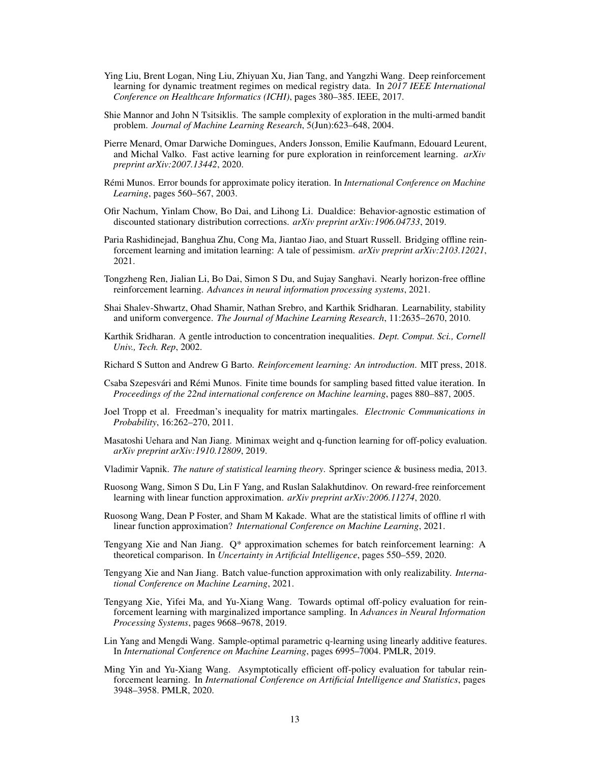Ying Liu, Brent Logan, Ning Liu, Zhiyuan Xu, Jian Tang, and Yangzhi Wang. Deep reinforcement learning for dynamic treatment regimes on medical registry data. In *2017 IEEE International Conference on Healthcare Informatics (ICHI)*, pages 380–385. IEEE, 2017.

Shie Mannor and John N Tsitsiklis. The sample complexity of exploration in the multi-armed bandit problem. *Journal of Machine Learning Research*, 5(Jun):623–648, 2004.

Pierre Menard, Omar Darwiche Domingues, Anders Jonsson, Emilie Kaufmann, Edouard Leurent, and Michal Valko. Fast active learning for pure exploration in reinforcement learning. *arXiv preprint arXiv:2007.13442*, 2020.

Rémi Munos. Error bounds for approximate policy iteration. In *International Conference on Machine Learning*, pages 560–567, 2003.

Ofir Nachum, Yinlam Chow, Bo Dai, and Lihong Li. Dualdice: Behavior-agnostic estimation of discounted stationary distribution corrections. *arXiv preprint arXiv:1906.04733*, 2019.

Paria Rashidinejad, Banghua Zhu, Cong Ma, Jiantao Jiao, and Stuart Russell. Bridging offline reinforcement learning and imitation learning: A tale of pessimism. *arXiv preprint arXiv:2103.12021*, 2021.

Tongzheng Ren, Jialian Li, Bo Dai, Simon S Du, and Sujay Sanghavi. Nearly horizon-free offline reinforcement learning. *Advances in neural information processing systems*, 2021.

Shai Shalev-Shwartz, Ohad Shamir, Nathan Srebro, and Karthik Sridharan. Learnability, stability and uniform convergence. *The Journal of Machine Learning Research*, 11:2635–2670, 2010.

Karthik Sridharan. A gentle introduction to concentration inequalities. *Dept. Comput. Sci., Cornell Univ., Tech. Rep*, 2002.

Richard S Sutton and Andrew G Barto. *Reinforcement learning: An introduction*. MIT press, 2018.

Csaba Szepesvári and Rémi Munos. Finite time bounds for sampling based fitted value iteration. In *Proceedings of the 22nd international conference on Machine learning*, pages 880–887, 2005.

Joel Tropp et al. Freedman's inequality for matrix martingales. *Electronic Communications in Probability*, 16:262–270, 2011.

Masatoshi Uehara and Nan Jiang. Minimax weight and q-function learning for off-policy evaluation. *arXiv preprint arXiv:1910.12809*, 2019.

Vladimir Vapnik. *The nature of statistical learning theory*. Springer science & business media, 2013.

Ruosong Wang, Simon S Du, Lin F Yang, and Ruslan Salakhutdinov. On reward-free reinforcement learning with linear function approximation. *arXiv preprint arXiv:2006.11274*, 2020.

Ruosong Wang, Dean P Foster, and Sham M Kakade. What are the statistical limits of offline rl with linear function approximation? *International Conference on Machine Learning*, 2021.

Tengyang Xie and Nan Jiang. Q* approximation schemes for batch reinforcement learning: A theoretical comparison. In *Uncertainty in Artificial Intelligence*, pages 550–559, 2020.

Tengyang Xie and Nan Jiang. Batch value-function approximation with only realizability. *International Conference on Machine Learning*, 2021.

Tengyang Xie, Yifei Ma, and Yu-Xiang Wang. Towards optimal off-policy evaluation for reinforcement learning with marginalized importance sampling. In *Advances in Neural Information Processing Systems*, pages 9668–9678, 2019.

Lin Yang and Mengdi Wang. Sample-optimal parametric q-learning using linearly additive features. In *International Conference on Machine Learning*, pages 6995–7004. PMLR, 2019.

Ming Yin and Yu-Xiang Wang. Asymptotically efficient off-policy evaluation for tabular reinforcement learning. In *International Conference on Artificial Intelligence and Statistics*, pages 3948–3958. PMLR, 2020.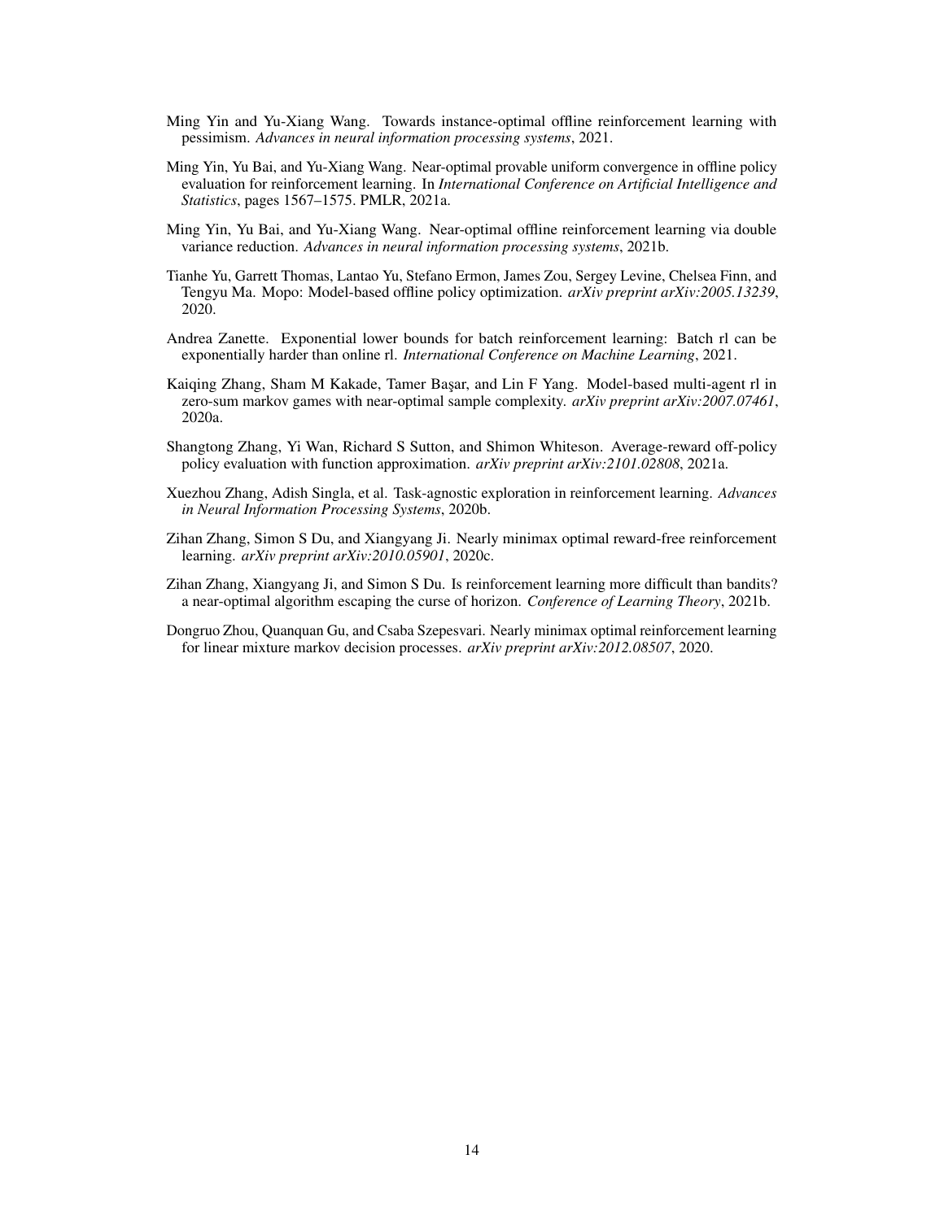Ming Yin and Yu-Xiang Wang. Towards instance-optimal offline reinforcement learning with pessimism. *Advances in neural information processing systems*, 2021.

Ming Yin, Yu Bai, and Yu-Xiang Wang. Near-optimal provable uniform convergence in offline policy evaluation for reinforcement learning. In *International Conference on Artificial Intelligence and Statistics*, pages 1567–1575. PMLR, 2021a.

Ming Yin, Yu Bai, and Yu-Xiang Wang. Near-optimal offline reinforcement learning via double variance reduction. *Advances in neural information processing systems*, 2021b.

Tianhe Yu, Garrett Thomas, Lantao Yu, Stefano Ermon, James Zou, Sergey Levine, Chelsea Finn, and Tengyu Ma. Mopo: Model-based offline policy optimization. *arXiv preprint arXiv:2005.13239*, 2020.

Andrea Zanette. Exponential lower bounds for batch reinforcement learning: Batch rl can be exponentially harder than online rl. *International Conference on Machine Learning*, 2021.

Kaiqing Zhang, Sham M Kakade, Tamer Başar, and Lin F Yang. Model-based multi-agent rl in zero-sum markov games with near-optimal sample complexity. *arXiv preprint arXiv:2007.07461*, 2020a.

Shangtong Zhang, Yi Wan, Richard S Sutton, and Shimon Whiteson. Average-reward off-policy policy evaluation with function approximation. *arXiv preprint arXiv:2101.02808*, 2021a.

Xuezhou Zhang, Adish Singla, et al. Task-agnostic exploration in reinforcement learning. *Advances in Neural Information Processing Systems*, 2020b.

Zihan Zhang, Simon S Du, and Xiangyang Ji. Nearly minimax optimal reward-free reinforcement learning. *arXiv preprint arXiv:2010.05901*, 2020c.

Zihan Zhang, Xiangyang Ji, and Simon S Du. Is reinforcement learning more difficult than bandits? a near-optimal algorithm escaping the curse of horizon. *Conference of Learning Theory*, 2021b.

Dongruo Zhou, Quanquan Gu, and Csaba Szepesvari. Nearly minimax optimal reinforcement learning for linear mixture markov decision processes. *arXiv preprint arXiv:2012.08507*, 2020.